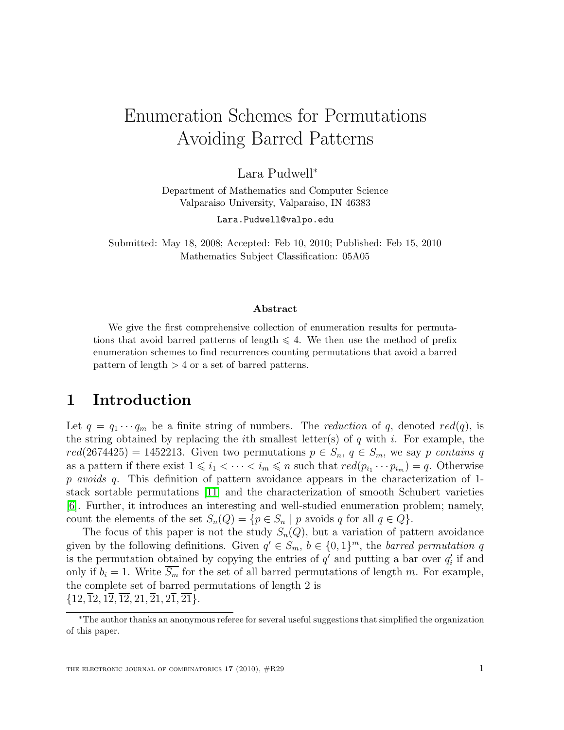# Enumeration Schemes for Permutations Avoiding Barred Patterns

Lara Pudwell*

Department of Mathematics and Computer Science
Valparaiso University, Valparaiso, IN 46383

Lara.Pudwell@valpo.edu

Submitted: May 18, 2008; Accepted: Feb 10, 2010; Published: Feb 15, 2010
Mathematics Subject Classification: 05A05

### Abstract

We give the first comprehensive collection of enumeration results for permutations that avoid barred patterns of length $\leqslant 4$. We then use the method of prefix enumeration schemes to find recurrences counting permutations that avoid a barred pattern of length $> 4$ or a set of barred patterns.

## 1 Introduction

Let $q = q_1 \cdots q_m$ be a finite string of numbers. The *reduction* of $q$, denoted $red(q)$, is the string obtained by replacing the $i$th smallest letter(s) of $q$ with $i$. For example, the $red(2674425) = 1452213$. Given two permutations $p \in S_n$, $q \in S_m$, we say $p$ *contains* $q$ as a pattern if there exist $1 \leqslant i_1 < \cdots < i_m \leqslant n$ such that $red(p_{i_1} \cdots p_{i_m}) = q$. Otherwise $p$ *avoids* $q$. This definition of pattern avoidance appears in the characterization of 1-stack sortable permutations [11] and the characterization of smooth Schubert varieties [6]. Further, it introduces an interesting and well-studied enumeration problem; namely, count the elements of the set $S_n(Q) = \{p \in S_n \mid p \text{ avoids } q \text{ for all } q \in Q\}$.

The focus of this paper is not the study $S_n(Q)$, but a variation of pattern avoidance given by the following definitions. Given $q' \in S_m$, $b \in \{0,1\}^m$, the *barred permutation* $q$ is the permutation obtained by copying the entries of $q'$ and putting a bar over $q'_i$ if and only if $b_i = 1$. Write $\overline{S_m}$ for the set of all barred permutations of length $m$. For example, the complete set of barred permutations of length 2 is
$\{12, \overline{1}2, 1\overline{2}, \overline{1}\overline{2}, 21, \overline{2}1, 2\overline{1}, \overline{2}\overline{1}\}$.

*The author thanks an anonymous referee for several useful suggestions that simplified the organization of this paper.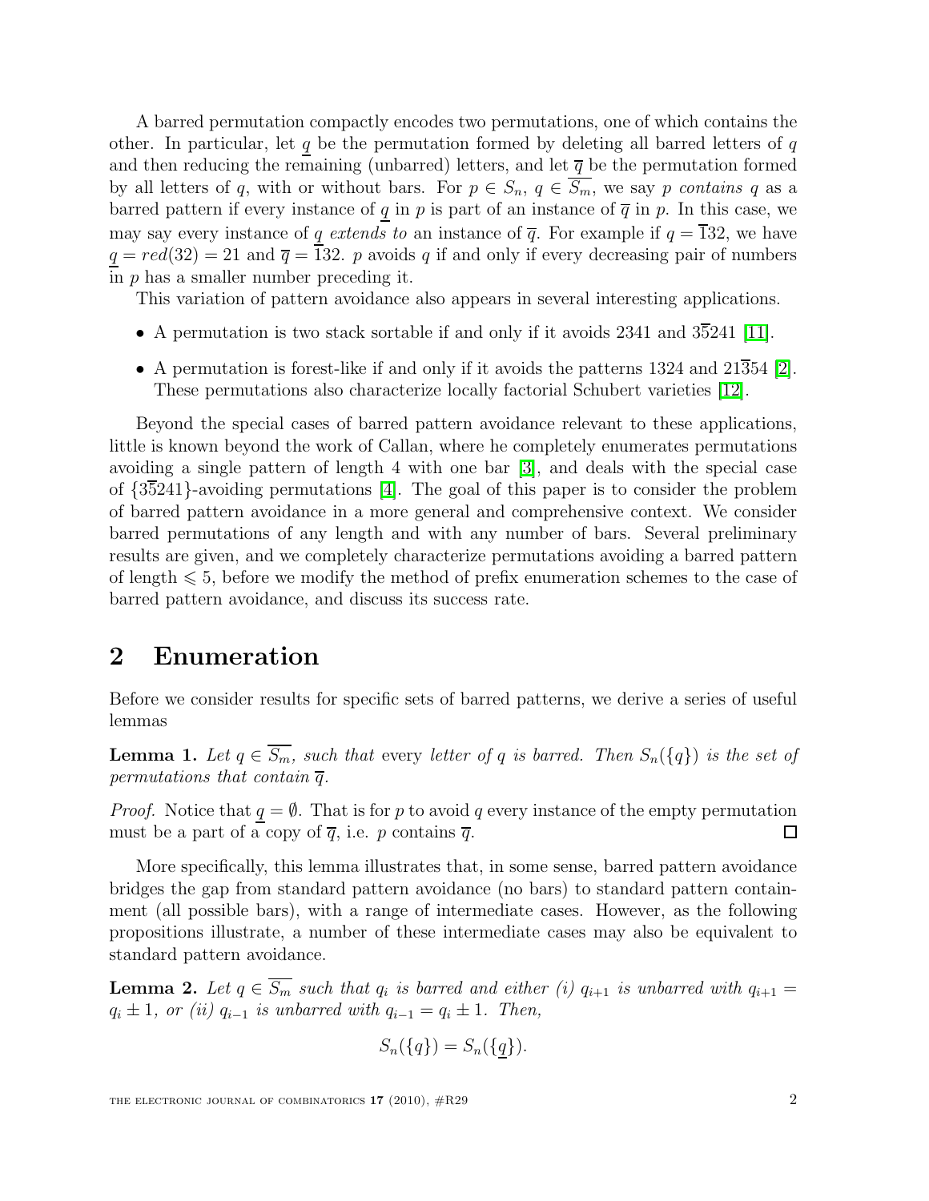A barred permutation compactly encodes two permutations, one of which contains the other. In particular, let $\underline{q}$ be the permutation formed by deleting all barred letters of $q$ and then reducing the remaining (unbarred) letters, and let $\overline{q}$ be the permutation formed by all letters of $q$, with or without bars. For $p \in S_n$, $q \in \overline{S_m}$, we say $p$ *contains* $q$ as a barred pattern if every instance of $\underline{q}$ in $p$ is part of an instance of $\overline{q}$ in $p$. In this case, we may say every instance of $\underline{q}$ *extends to* an instance of $\overline{q}$. For example if $q = \bar{1}32$, we have $\underline{q} = red(32) = 21$ and $\overline{q} = 132$. $p$ avoids $q$ if and only if every decreasing pair of numbers in $p$ has a smaller number preceding it.

This variation of pattern avoidance also appears in several interesting applications.

- A permutation is two stack sortable if and only if it avoids 2341 and $3\bar{5}241$ [11].
- A permutation is forest-like if and only if it avoids the patterns 1324 and $21\bar{3}54$ [2]. These permutations also characterize locally factorial Schubert varieties [12].

Beyond the special cases of barred pattern avoidance relevant to these applications, little is known beyond the work of Callan, where he completely enumerates permutations avoiding a single pattern of length 4 with one bar [3], and deals with the special case of $\{3\bar{5}241\}$-avoiding permutations [4]. The goal of this paper is to consider the problem of barred pattern avoidance in a more general and comprehensive context. We consider barred permutations of any length and with any number of bars. Several preliminary results are given, and we completely characterize permutations avoiding a barred pattern of length $\leqslant 5$, before we modify the method of prefix enumeration schemes to the case of barred pattern avoidance, and discuss its success rate.

## 2 Enumeration

Before we consider results for specific sets of barred patterns, we derive a series of useful lemmas

**Lemma 1.** *Let $q \in \overline{S_m}$, such that* every *letter of $q$ is barred. Then $S_n(\{q\})$ is the set of permutations that contain $\overline{q}$.*

*Proof.* Notice that $\underline{q} = \emptyset$. That is for $p$ to avoid $q$ every instance of the empty permutation must be a part of a copy of $\overline{q}$, i.e. $p$ contains $\overline{q}$. $\square$

More specifically, this lemma illustrates that, in some sense, barred pattern avoidance bridges the gap from standard pattern avoidance (no bars) to standard pattern containment (all possible bars), with a range of intermediate cases. However, as the following propositions illustrate, a number of these intermediate cases may also be equivalent to standard pattern avoidance.

**Lemma 2.** *Let $q \in \overline{S_m}$ such that $q_i$ is barred and either (i) $q_{i+1}$ is unbarred with $q_{i+1} = q_i \pm 1$, or (ii) $q_{i-1}$ is unbarred with $q_{i-1} = q_i \pm 1$. Then,*

$$S_n(\{q\}) = S_n(\{\underline{q}\}).$$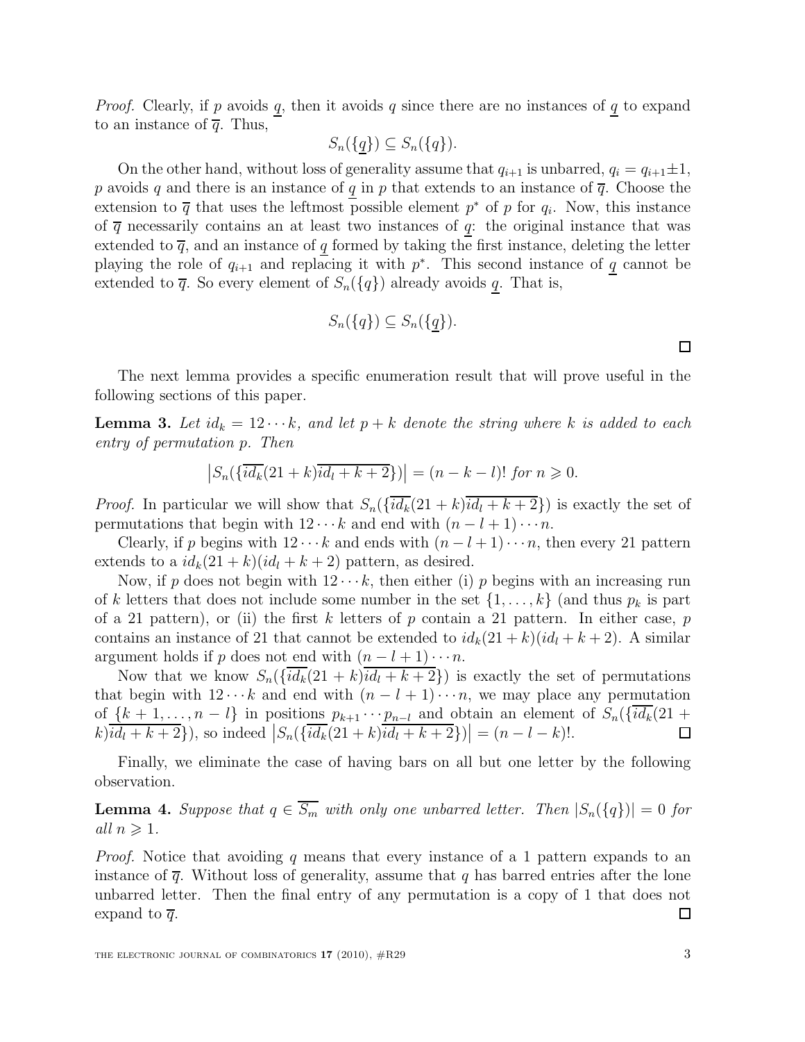*Proof.* Clearly, if $p$ avoids $\underline{q}$, then it avoids $q$ since there are no instances of $\underline{q}$ to expand to an instance of $\overline{q}$. Thus,

$$S_n(\{\underline{q}\}) \subseteq S_n(\{q\}).$$

On the other hand, without loss of generality assume that $q_{i+1}$ is unbarred, $q_i = q_{i+1} \pm 1$, $p$ avoids $q$ and there is an instance of $\underline{q}$ in $p$ that extends to an instance of $\overline{q}$. Choose the extension to $\overline{q}$ that uses the leftmost possible element $p^*$ of $p$ for $q_i$. Now, this instance of $\overline{q}$ necessarily contains an at least two instances of $\underline{q}$: the original instance that was extended to $\overline{q}$, and an instance of $\underline{q}$ formed by taking the first instance, deleting the letter playing the role of $q_{i+1}$ and replacing it with $p^*$. This second instance of $\underline{q}$ cannot be extended to $\overline{q}$. So every element of $S_n(\{q\})$ already avoids $\underline{q}$. That is,

$$S_n(\{q\}) \subseteq S_n(\{\underline{q}\}).$$

□

The next lemma provides a specific enumeration result that will prove useful in the following sections of this paper.

**Lemma 3.** *Let $id_k = 12\cdots k$, and let $p + k$ denote the string where $k$ is added to each entry of permutation $p$. Then*

$$\left|S_n(\{\overline{id_k}(21+k)\overline{id_l+k+2}\})\right| = (n-k-l)! \text{ for } n \geqslant 0.$$

*Proof.* In particular we will show that $S_n(\{\overline{id_k}(21+k)\overline{id_l+k+2}\})$ is exactly the set of permutations that begin with $12\cdots k$ and end with $(n-l+1)\cdots n$.

Clearly, if $p$ begins with $12\cdots k$ and ends with $(n-l+1)\cdots n$, then every 21 pattern extends to a $id_k(21+k)(id_l+k+2)$ pattern, as desired.

Now, if $p$ does not begin with $12\cdots k$, then either (i) $p$ begins with an increasing run of $k$ letters that does not include some number in the set $\{1,\ldots,k\}$ (and thus $p_k$ is part of a 21 pattern), or (ii) the first $k$ letters of $p$ contain a 21 pattern. In either case, $p$ contains an instance of 21 that cannot be extended to $id_k(21+k)(id_l+k+2)$. A similar argument holds if $p$ does not end with $(n-l+1)\cdots n$.

Now that we know $S_n(\{\overline{id_k}(21+k)\overline{id_l+k+2}\})$ is exactly the set of permutations that begin with $12\cdots k$ and end with $(n-l+1)\cdots n$, we may place any permutation of $\{k+1,\ldots,n-l\}$ in positions $p_{k+1}\cdots p_{n-l}$ and obtain an element of $S_n(\{\overline{id_k}(21+k)\overline{id_l+k+2}\})$, so indeed $\left|S_n(\{\overline{id_k}(21+k)\overline{id_l+k+2}\})\right| = (n-l-k)!$. □

Finally, we eliminate the case of having bars on all but one letter by the following observation.

**Lemma 4.** *Suppose that $q \in \overline{S_m}$ with only one unbarred letter. Then $|S_n(\{q\})| = 0$ for all $n \geqslant 1$.*

*Proof.* Notice that avoiding $q$ means that every instance of a 1 pattern expands to an instance of $\overline{q}$. Without loss of generality, assume that $q$ has barred entries after the lone unbarred letter. Then the final entry of any permutation is a copy of 1 that does not expand to $\overline{q}$. □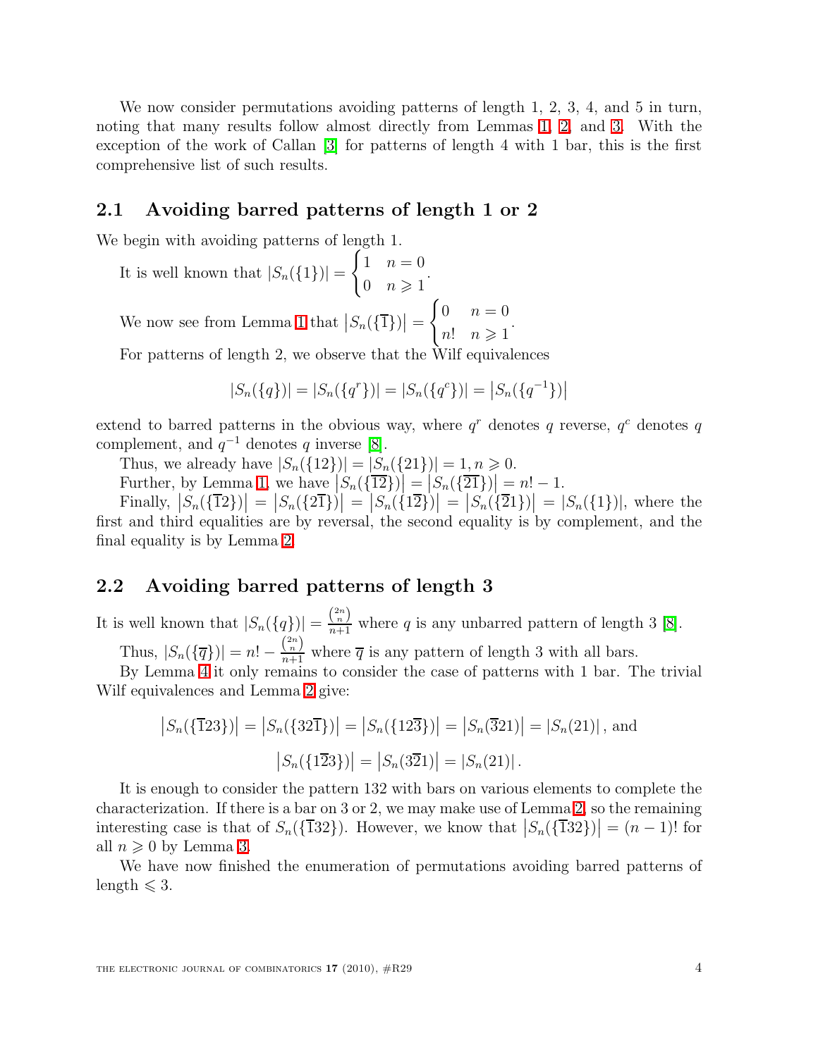We now consider permutations avoiding patterns of length 1, 2, 3, 4, and 5 in turn, noting that many results follow almost directly from Lemmas 1, 2, and 3. With the exception of the work of Callan [3] for patterns of length 4 with 1 bar, this is the first comprehensive list of such results.

## 2.1 Avoiding barred patterns of length 1 or 2

We begin with avoiding patterns of length 1.

It is well known that $|S_n(\{1\})| = \begin{cases} 1 & n = 0 \\ 0 & n \geqslant 1 \end{cases}$.

We now see from Lemma 1 that $\left|S_n(\{\overline{1}\})\right| = \begin{cases} 0 & n = 0 \\ n! & n \geqslant 1 \end{cases}$.

For patterns of length 2, we observe that the Wilf equivalences

$$|S_n(\{q\})| = |S_n(\{q^r\})| = |S_n(\{q^c\})| = \left|S_n(\{q^{-1}\})\right|$$

extend to barred patterns in the obvious way, where $q^r$ denotes $q$ reverse, $q^c$ denotes $q$ complement, and $q^{-1}$ denotes $q$ inverse [8].

Thus, we already have $|S_n(\{12\})| = |S_n(\{21\})| = 1, n \geqslant 0$.

Further, by Lemma 1, we have $\left|S_n(\{\overline{12}\})\right| = \left|S_n(\{\overline{21}\})\right| = n! - 1$.

Finally, $\left|S_n(\{\overline{1}2\})\right| = \left|S_n(\{2\overline{1}\})\right| = \left|S_n(\{1\overline{2}\})\right| = \left|S_n(\{\overline{2}1\})\right| = |S_n(\{1\})|$, where the first and third equalities are by reversal, the second equality is by complement, and the final equality is by Lemma 2.

## 2.2 Avoiding barred patterns of length 3

It is well known that $|S_n(\{q\})| = \frac{\binom{2n}{n}}{n+1}$ where $q$ is any unbarred pattern of length 3 [8].

Thus, $|S_n(\{\overline{q}\})| = n! - \frac{\binom{2n}{n}}{n+1}$ where $\overline{q}$ is any pattern of length 3 with all bars.

By Lemma 4 it only remains to consider the case of patterns with 1 bar. The trivial Wilf equivalences and Lemma 2 give:

$$\left|S_n(\{\overline{1}23\})\right| = \left|S_n(\{32\overline{1}\})\right| = \left|S_n(\{12\overline{3}\})\right| = \left|S_n(\overline{3}21)\right| = |S_n(21)|\,, \text{ and}$$

$$\left|S_n(\{1\overline{2}3\})\right| = \left|S_n(3\overline{2}1)\right| = |S_n(21)|\,.$$

It is enough to consider the pattern 132 with bars on various elements to complete the characterization. If there is a bar on 3 or 2, we may make use of Lemma 2, so the remaining interesting case is that of $S_n(\{\overline{1}32\})$. However, we know that $\left|S_n(\{\overline{1}32\})\right| = (n-1)!$ for all $n \geqslant 0$ by Lemma 3.

We have now finished the enumeration of permutations avoiding barred patterns of length $\leqslant 3$.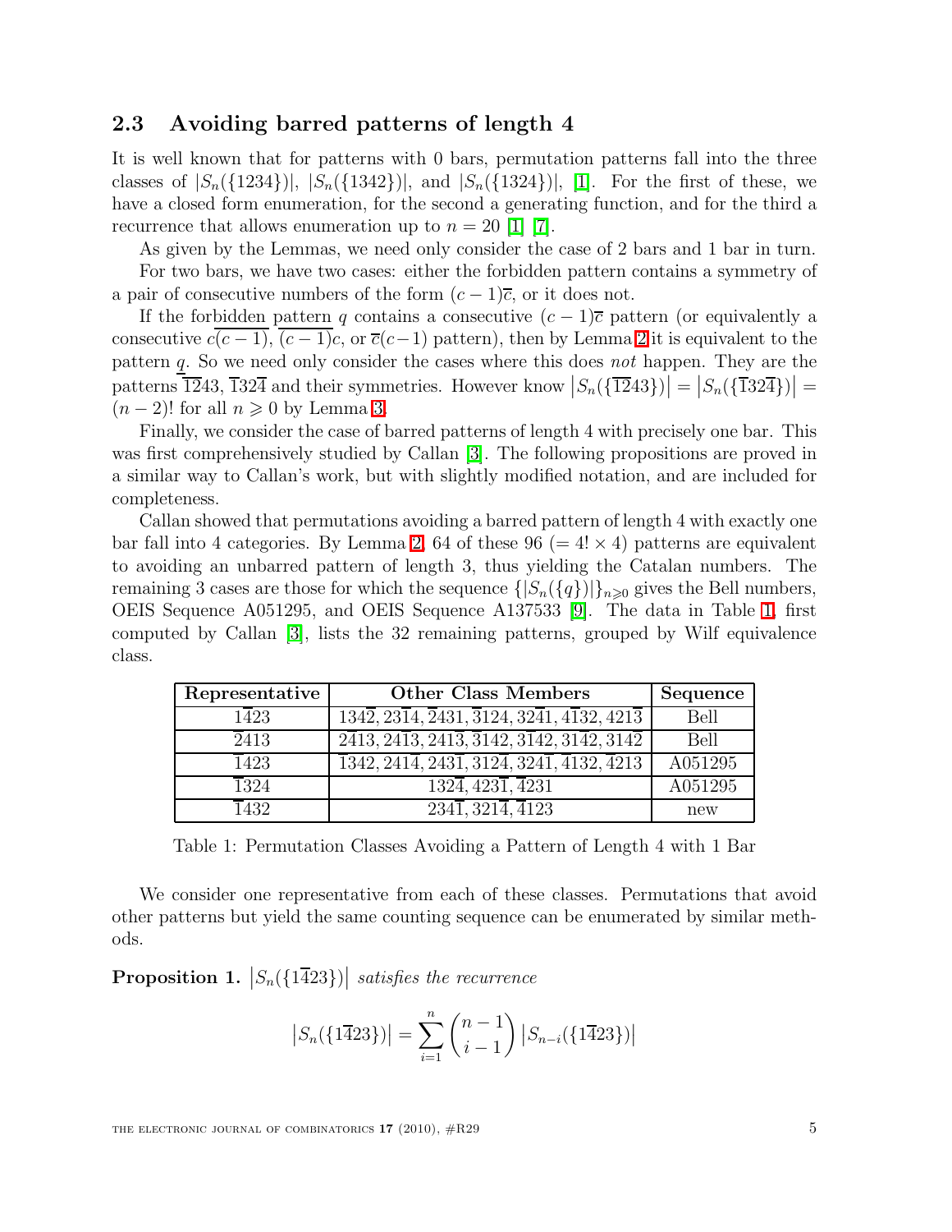## 2.3 Avoiding barred patterns of length 4

It is well known that for patterns with 0 bars, permutation patterns fall into the three classes of $|S_n(\{1234\})|$, $|S_n(\{1342\})|$, and $|S_n(\{1324\})|$, [1]. For the first of these, we have a closed form enumeration, for the second a generating function, and for the third a recurrence that allows enumeration up to $n = 20$ [1] [7].

As given by the Lemmas, we need only consider the case of 2 bars and 1 bar in turn.

For two bars, we have two cases: either the forbidden pattern contains a symmetry of a pair of consecutive numbers of the form $(c-1)\overline{c}$, or it does not.

If the forbidden pattern $q$ contains a consecutive $(c-1)\overline{c}$ pattern (or equivalently a consecutive $c\overline{(c-1)}$, $\overline{(c-1)}c$, or $\overline{c}(c-1)$ pattern), then by Lemma 2 it is equivalent to the pattern $\underline{q}$. So we need only consider the cases where this does *not* happen. They are the patterns $\overline{1}\overline{2}43$, $\overline{1}3\overline{2}4$ and their symmetries. However know $\left|S_n(\{\overline{1}\overline{2}43\})\right| = \left|S_n(\{\overline{1}32\overline{4}\})\right| = (n-2)!$ for all $n \geqslant 0$ by Lemma 3.

Finally, we consider the case of barred patterns of length 4 with precisely one bar. This was first comprehensively studied by Callan [3]. The following propositions are proved in a similar way to Callan's work, but with slightly modified notation, and are included for completeness.

Callan showed that permutations avoiding a barred pattern of length 4 with exactly one bar fall into 4 categories. By Lemma 2, 64 of these 96 ($= 4! \times 4$) patterns are equivalent to avoiding an unbarred pattern of length 3, thus yielding the Catalan numbers. The remaining 3 cases are those for which the sequence $\{|S_n(\{q\})|\}_{n \geqslant 0}$ gives the Bell numbers, OEIS Sequence A051295, and OEIS Sequence A137533 [9]. The data in Table 1, first computed by Callan [3], lists the 32 remaining patterns, grouped by Wilf equivalence class.

| Representative | Other Class Members | Sequence |
|---|---|---|
| $1\overline{4}23$ | $134\overline{2}, 23\overline{1}4, \overline{2}431, \overline{3}124, 32\overline{4}1, 4\overline{1}32, 421\overline{3}$ | Bell |
| $\overline{2}413$ | $2\overline{4}13, 24\overline{1}3, 241\overline{3}, \overline{3}142, 3\overline{1}42, 31\overline{4}2, 314\overline{2}$ | Bell |
| $\overline{1}423$ | $\overline{1}342, 241\overline{4}, 243\overline{1}, 312\overline{4}, 324\overline{1}, \overline{4}132, \overline{4}213$ | A051295 |
| $\overline{1}324$ | $132\overline{4}, 423\overline{1}, \overline{4}231$ | A051295 |
| $\overline{1}432$ | $234\overline{1}, 321\overline{4}, \overline{4}123$ | new |

Table 1: Permutation Classes Avoiding a Pattern of Length 4 with 1 Bar

We consider one representative from each of these classes. Permutations that avoid other patterns but yield the same counting sequence can be enumerated by similar methods.

**Proposition 1.** $\left|S_n(\{1\overline{4}23\})\right|$ *satisfies the recurrence*

$$\left|S_n(\{1\overline{4}23\})\right| = \sum_{i=1}^{n} \binom{n-1}{i-1} \left|S_{n-i}(\{1\overline{4}23\})\right|$$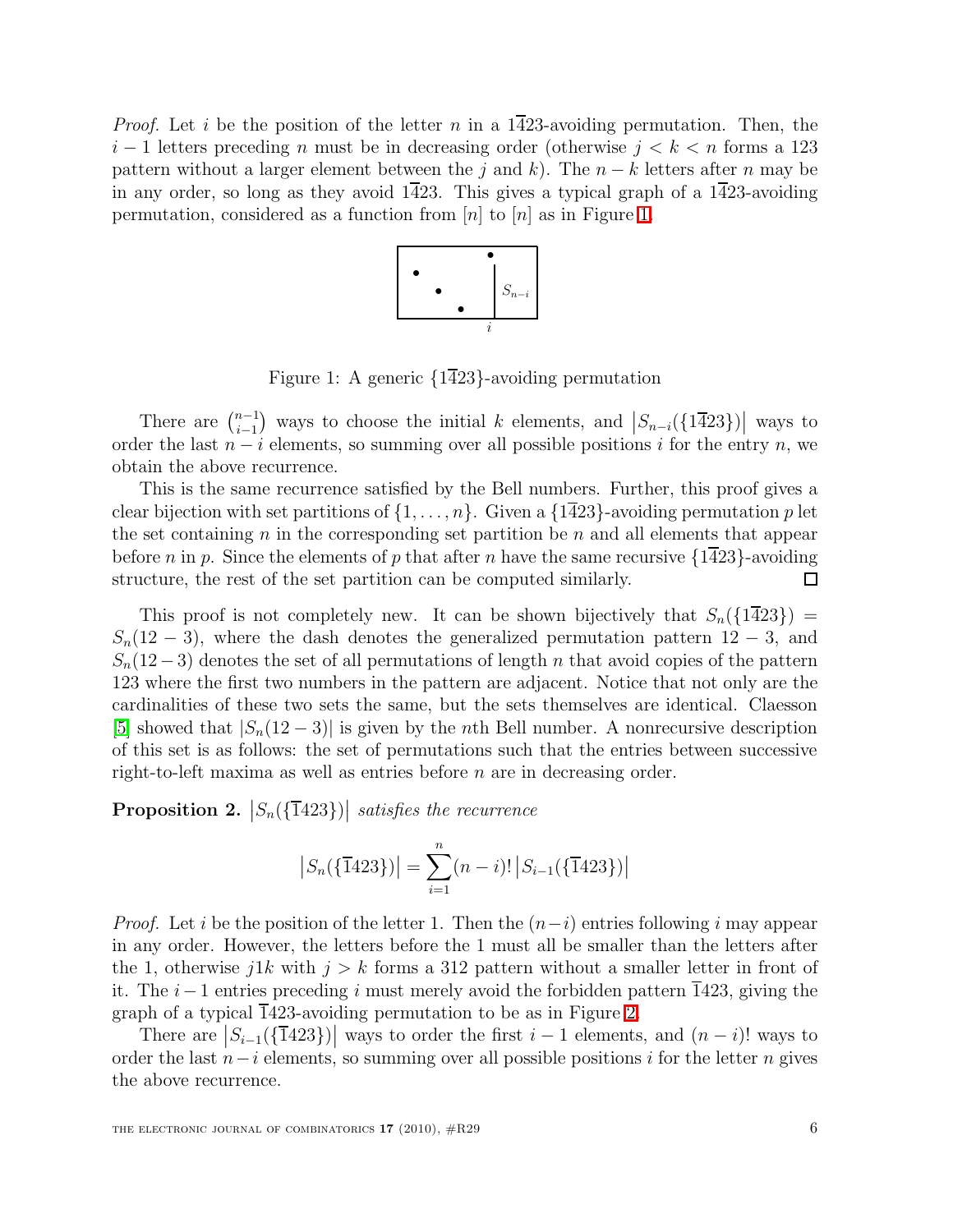*Proof.* Let $i$ be the position of the letter $n$ in a $1\overline{4}23$-avoiding permutation. Then, the $i-1$ letters preceding $n$ must be in decreasing order (otherwise $j < k < n$ forms a 123 pattern without a larger element between the $j$ and $k$). The $n-k$ letters after $n$ may be in any order, so long as they avoid $1\overline{4}23$. This gives a typical graph of a $1\overline{4}23$-avoiding permutation, considered as a function from $[n]$ to $[n]$ as in Figure 1.

Figure 1: A generic $\{1\overline{4}23\}$-avoiding permutation

There are $\binom{n-1}{i-1}$ ways to choose the initial $k$ elements, and $\left|S_{n-i}(\{1\overline{4}23\})\right|$ ways to order the last $n-i$ elements, so summing over all possible positions $i$ for the entry $n$, we obtain the above recurrence.

This is the same recurrence satisfied by the Bell numbers. Further, this proof gives a clear bijection with set partitions of $\{1,\ldots,n\}$. Given a $\{1\overline{4}23\}$-avoiding permutation $p$ let the set containing $n$ in the corresponding set partition be $n$ and all elements that appear before $n$ in $p$. Since the elements of $p$ that after $n$ have the same recursive $\{1\overline{4}23\}$-avoiding structure, the rest of the set partition can be computed similarly. $\square$

This proof is not completely new. It can be shown bijectively that $S_n(\{1\overline{4}23\}) = S_n(12-3)$, where the dash denotes the generalized permutation pattern $12-3$, and $S_n(12-3)$ denotes the set of all permutations of length $n$ that avoid copies of the pattern 123 where the first two numbers in the pattern are adjacent. Notice that not only are the cardinalities of these two sets the same, but the sets themselves are identical. Claesson [5] showed that $|S_n(12-3)|$ is given by the $n$th Bell number. A nonrecursive description of this set is as follows: the set of permutations such that the entries between successive right-to-left maxima as well as entries before $n$ are in decreasing order.

**Proposition 2.** *$\left|S_n(\{\overline{1}423\})\right|$ satisfies the recurrence*

$$\left|S_n(\{\overline{1}423\})\right| = \sum_{i=1}^{n}(n-i)!\left|S_{i-1}(\{\overline{1}423\})\right|$$

*Proof.* Let $i$ be the position of the letter 1. Then the $(n-i)$ entries following $i$ may appear in any order. However, the letters before the 1 must all be smaller than the letters after the 1, otherwise $j1k$ with $j > k$ forms a 312 pattern without a smaller letter in front of it. The $i-1$ entries preceding $i$ must merely avoid the forbidden pattern $\overline{1}423$, giving the graph of a typical $\overline{1}423$-avoiding permutation to be as in Figure 2.

There are $\left|S_{i-1}(\{\overline{1}423\})\right|$ ways to order the first $i-1$ elements, and $(n-i)!$ ways to order the last $n-i$ elements, so summing over all possible positions $i$ for the letter $n$ gives the above recurrence.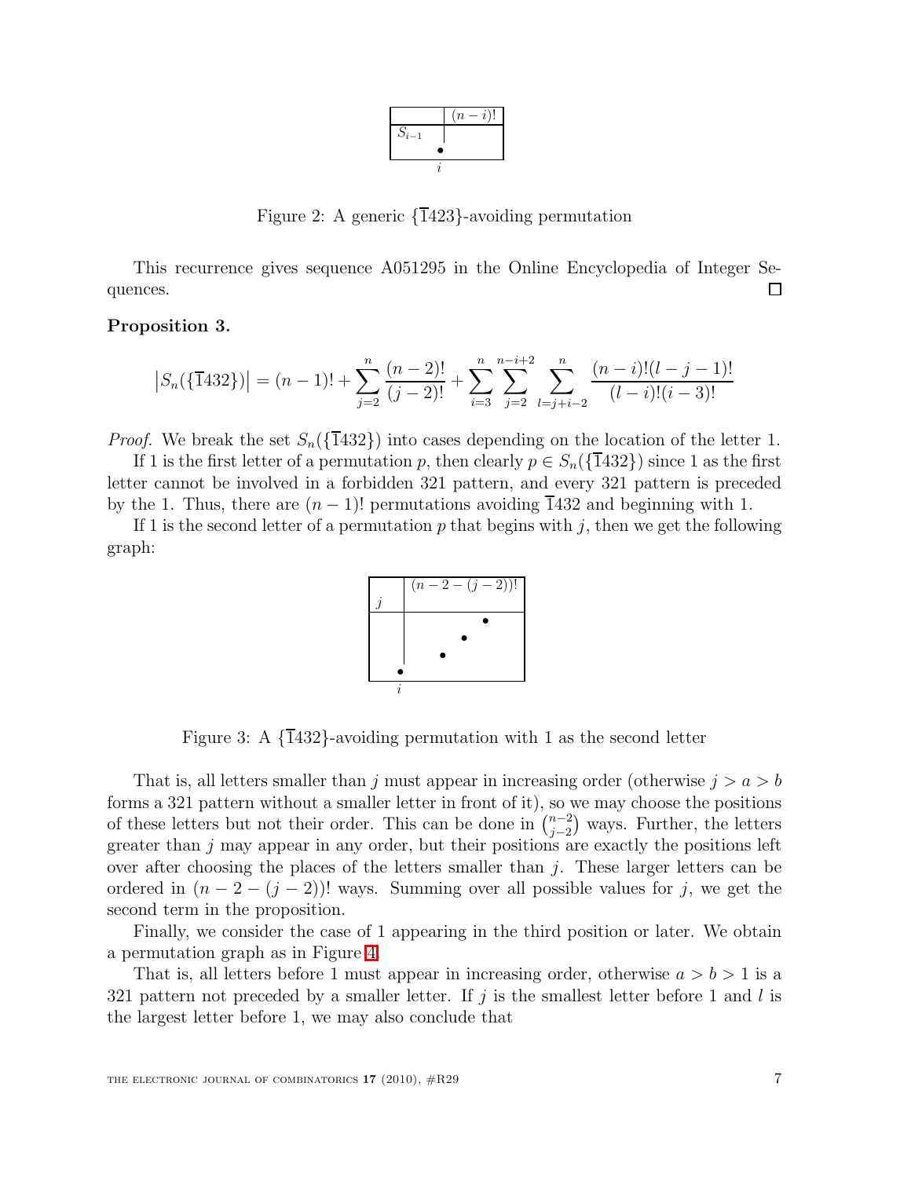Figure 2: A generic $\{\bar{1}423\}$-avoiding permutation

This recurrence gives sequence A051295 in the Online Encyclopedia of Integer Sequences. $\square$

**Proposition 3.**

$$\left|S_n(\{\bar{1}432\})\right| = (n-1)! + \sum_{j=2}^{n} \frac{(n-2)!}{(j-2)!} + \sum_{i=3}^{n} \sum_{j=2}^{n-i+2} \sum_{l=j+i-2}^{n} \frac{(n-i)!(l-j-1)!}{(l-i)!(i-3)!}$$

*Proof.* We break the set $S_n(\{\bar{1}432\})$ into cases depending on the location of the letter 1.

If 1 is the first letter of a permutation $p$, then clearly $p \in S_n(\{\bar{1}432\})$ since 1 as the first letter cannot be involved in a forbidden 321 pattern, and every 321 pattern is preceded by the 1. Thus, there are $(n-1)!$ permutations avoiding $\bar{1}432$ and beginning with 1.

If 1 is the second letter of a permutation $p$ that begins with $j$, then we get the following graph:

Figure 3: A $\{\bar{1}432\}$-avoiding permutation with 1 as the second letter

That is, all letters smaller than $j$ must appear in increasing order (otherwise $j > a > b$ forms a 321 pattern without a smaller letter in front of it), so we may choose the positions of these letters but not their order. This can be done in $\binom{n-2}{j-2}$ ways. Further, the letters greater than $j$ may appear in any order, but their positions are exactly the positions left over after choosing the places of the letters smaller than $j$. These larger letters can be ordered in $(n-2-(j-2))!$ ways. Summing over all possible values for $j$, we get the second term in the proposition.

Finally, we consider the case of 1 appearing in the third position or later. We obtain a permutation graph as in Figure 4.

That is, all letters before 1 must appear in increasing order, otherwise $a > b > 1$ is a 321 pattern not preceded by a smaller letter. If $j$ is the smallest letter before 1 and $l$ is the largest letter before 1, we may also conclude that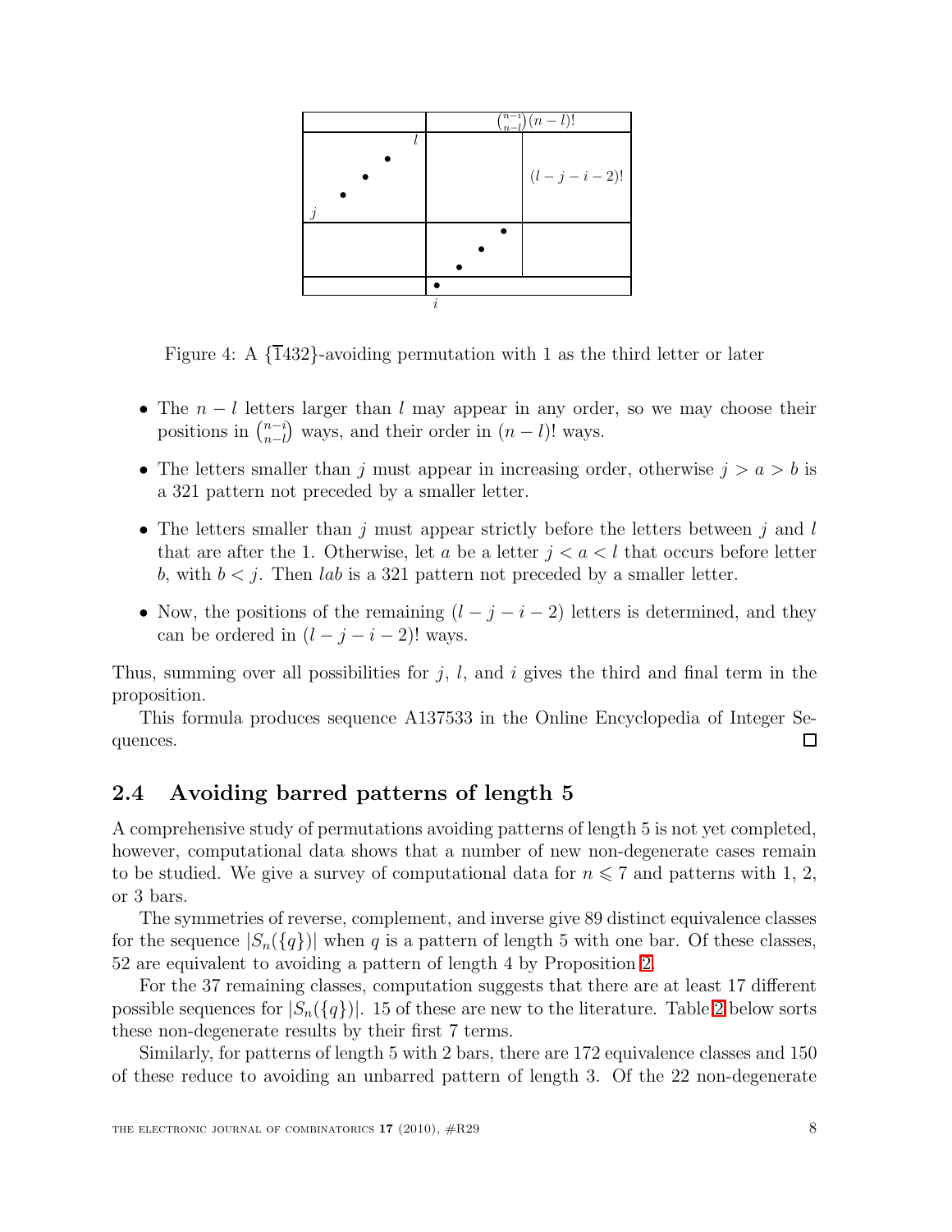Figure 4: A $\{\bar{1}432\}$-avoiding permutation with 1 as the third letter or later

- The $n-l$ letters larger than $l$ may appear in any order, so we may choose their positions in $\binom{n-i}{n-l}$ ways, and their order in $(n-l)!$ ways.
- The letters smaller than $j$ must appear in increasing order, otherwise $j > a > b$ is a 321 pattern not preceded by a smaller letter.
- The letters smaller than $j$ must appear strictly before the letters between $j$ and $l$ that are after the 1. Otherwise, let $a$ be a letter $j < a < l$ that occurs before letter $b$, with $b < j$. Then $lab$ is a 321 pattern not preceded by a smaller letter.
- Now, the positions of the remaining $(l-j-i-2)$ letters is determined, and they can be ordered in $(l-j-i-2)!$ ways.

Thus, summing over all possibilities for $j$, $l$, and $i$ gives the third and final term in the proposition.

This formula produces sequence A137533 in the Online Encyclopedia of Integer Sequences. □

## 2.4 Avoiding barred patterns of length 5

A comprehensive study of permutations avoiding patterns of length 5 is not yet completed, however, computational data shows that a number of new non-degenerate cases remain to be studied. We give a survey of computational data for $n \leqslant 7$ and patterns with 1, 2, or 3 bars.

The symmetries of reverse, complement, and inverse give 89 distinct equivalence classes for the sequence $|S_n(\{q\})|$ when $q$ is a pattern of length 5 with one bar. Of these classes, 52 are equivalent to avoiding a pattern of length 4 by Proposition 2.

For the 37 remaining classes, computation suggests that there are at least 17 different possible sequences for $|S_n(\{q\})|$. 15 of these are new to the literature. Table 2 below sorts these non-degenerate results by their first 7 terms.

Similarly, for patterns of length 5 with 2 bars, there are 172 equivalence classes and 150 of these reduce to avoiding an unbarred pattern of length 3. Of the 22 non-degenerate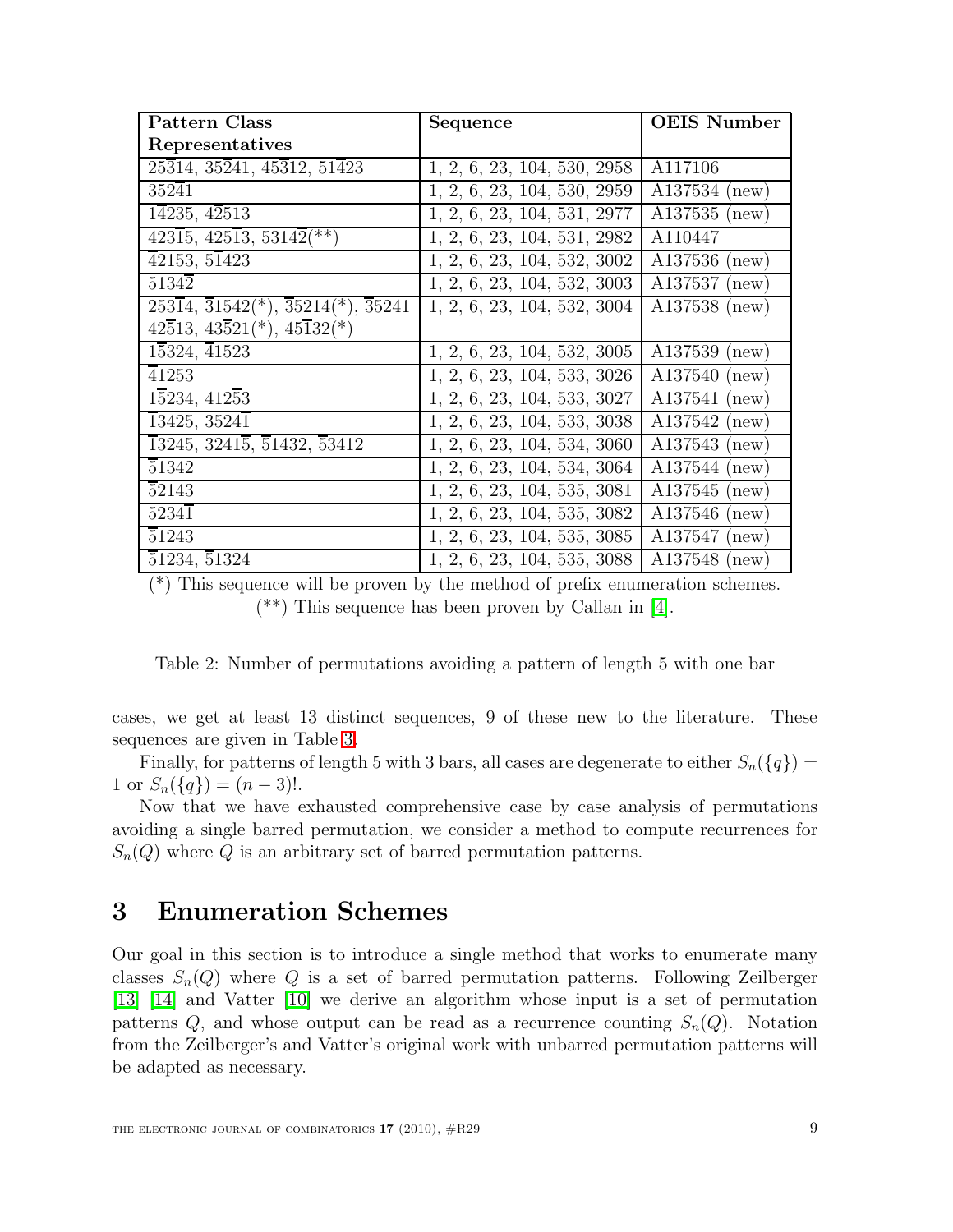| Pattern Class Representatives | Sequence | OEIS Number |
|---|---|---|
| $25\bar{3}14$, $35\bar{2}41$, $45\bar{3}12$, $51\bar{4}23$ | 1, 2, 6, 23, 104, 530, 2958 | A117106 |
| $352\bar{4}1$ | 1, 2, 6, 23, 104, 530, 2959 | A137534 (new) |
| $1\bar{4}235$, $4\bar{2}513$ | 1, 2, 6, 23, 104, 531, 2977 | A137535 (new) |
| $423\bar{1}5$, $425\bar{1}3$, $5314\bar{2}$(**) | 1, 2, 6, 23, 104, 531, 2982 | A110447 |
| $42\bar{1}53$, $5\bar{1}423$ | 1, 2, 6, 23, 104, 532, 3002 | A137536 (new) |
| $5134\bar{2}$ | 1, 2, 6, 23, 104, 532, 3003 | A137537 (new) |
| $253\bar{1}4$, $\bar{3}1542$(*), $\bar{3}5214$(*), $\bar{3}5241$, $42\bar{5}13$, $43\bar{5}21$(*), $45\bar{1}32$(*) | 1, 2, 6, 23, 104, 532, 3004 | A137538 (new) |
| $1\bar{5}324$, $\bar{4}1523$ | 1, 2, 6, 23, 104, 532, 3005 | A137539 (new) |
| $\bar{4}1253$ | 1, 2, 6, 23, 104, 533, 3026 | A137540 (new) |
| $1\bar{5}234$, $412\bar{5}3$ | 1, 2, 6, 23, 104, 533, 3027 | A137541 (new) |
| $\bar{1}3425$, $3524\bar{1}$ | 1, 2, 6, 23, 104, 533, 3038 | A137542 (new) |
| $\bar{1}3245$, $3241\bar{5}$, $\bar{5}1432$, $\bar{5}3412$ | 1, 2, 6, 23, 104, 534, 3060 | A137543 (new) |
| $\bar{5}1342$ | 1, 2, 6, 23, 104, 534, 3064 | A137544 (new) |
| $\bar{5}2143$ | 1, 2, 6, 23, 104, 535, 3081 | A137545 (new) |
| $5234\bar{1}$ | 1, 2, 6, 23, 104, 535, 3082 | A137546 (new) |
| $\bar{5}1243$ | 1, 2, 6, 23, 104, 535, 3085 | A137547 (new) |
| $\bar{5}1234$, $\bar{5}1324$ | 1, 2, 6, 23, 104, 535, 3088 | A137548 (new) |

(*) This sequence will be proven by the method of prefix enumeration schemes.
(**) This sequence has been proven by Callan in [4].

Table 2: Number of permutations avoiding a pattern of length 5 with one bar

cases, we get at least 13 distinct sequences, 9 of these new to the literature. These sequences are given in Table 3.

Finally, for patterns of length 5 with 3 bars, all cases are degenerate to either $S_n(\{q\}) = 1$ or $S_n(\{q\}) = (n-3)!$.

Now that we have exhausted comprehensive case by case analysis of permutations avoiding a single barred permutation, we consider a method to compute recurrences for $S_n(Q)$ where $Q$ is an arbitrary set of barred permutation patterns.

## 3 Enumeration Schemes

Our goal in this section is to introduce a single method that works to enumerate many classes $S_n(Q)$ where $Q$ is a set of barred permutation patterns. Following Zeilberger [13] [14] and Vatter [10] we derive an algorithm whose input is a set of permutation patterns $Q$, and whose output can be read as a recurrence counting $S_n(Q)$. Notation from the Zeilberger's and Vatter's original work with unbarred permutation patterns will be adapted as necessary.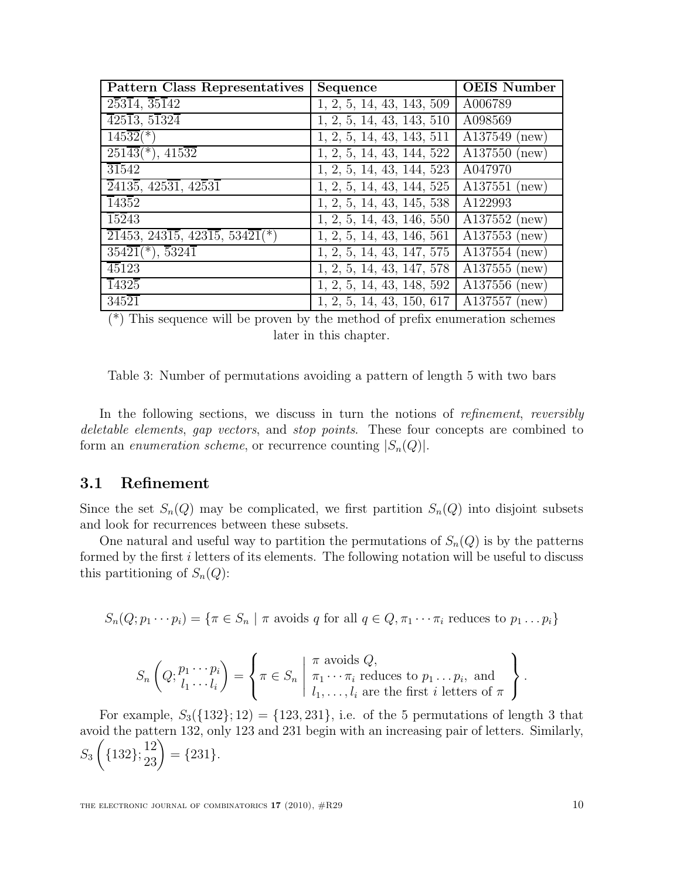| Pattern Class Representatives | Sequence | OEIS Number |
|---|---|---|
| $\bar{2}5\bar{3}14$, $\bar{3}5\bar{1}42$ | 1, 2, 5, 14, 43, 143, 509 | A006789 |
| $\bar{4}25\bar{1}3$, $5\bar{1}32\bar{4}$ | 1, 2, 5, 14, 43, 143, 510 | A098569 |
| $\bar{1}4\bar{5}32$(*) | 1, 2, 5, 14, 43, 143, 511 | A137549 (new) |
| $\bar{2}51\bar{4}3$(*), $41\bar{5}3\bar{2}$ | 1, 2, 5, 14, 43, 144, 522 | A137550 (new) |
| $\bar{3}1\bar{5}42$ | 1, 2, 5, 14, 43, 144, 523 | A047970 |
| $\bar{2}413\bar{5}$, $425\bar{3}\bar{1}$, $42\bar{5}3\bar{1}$ | 1, 2, 5, 14, 43, 144, 525 | A137551 (new) |
| $\bar{1}43\bar{5}2$ | 1, 2, 5, 14, 43, 145, 538 | A122993 |
| $\bar{1}5\bar{2}43$ | 1, 2, 5, 14, 43, 146, 550 | A137552 (new) |
| $\bar{2}\bar{1}453$, $243\bar{1}\bar{5}$, $42\bar{3}1\bar{5}$, $534\bar{2}\bar{1}$(*) | 1, 2, 5, 14, 43, 146, 561 | A137553 (new) |
| $354\bar{2}\bar{1}$(*), $\bar{5}324\bar{1}$ | 1, 2, 5, 14, 43, 147, 575 | A137554 (new) |
| $\bar{4}\bar{5}123$ | 1, 2, 5, 14, 43, 147, 578 | A137555 (new) |
| $\bar{1}432\bar{5}$ | 1, 2, 5, 14, 43, 148, 592 | A137556 (new) |
| $345\bar{2}\bar{1}$ | 1, 2, 5, 14, 43, 150, 617 | A137557 (new) |

(*) This sequence will be proven by the method of prefix enumeration schemes later in this chapter.

Table 3: Number of permutations avoiding a pattern of length 5 with two bars

In the following sections, we discuss in turn the notions of *refinement*, *reversibly deletable elements*, *gap vectors*, and *stop points*. These four concepts are combined to form an *enumeration scheme*, or recurrence counting $|S_n(Q)|$.

## 3.1 Refinement

Since the set $S_n(Q)$ may be complicated, we first partition $S_n(Q)$ into disjoint subsets and look for recurrences between these subsets.

One natural and useful way to partition the permutations of $S_n(Q)$ is by the patterns formed by the first $i$ letters of its elements. The following notation will be useful to discuss this partitioning of $S_n(Q)$:

$$S_n(Q; p_1 \cdots p_i) = \{\pi \in S_n \mid \pi \text{ avoids } q \text{ for all } q \in Q, \pi_1 \cdots \pi_i \text{ reduces to } p_1 \dots p_i\}$$

$$S_n\left(Q; \begin{matrix} p_1 \cdots p_i \\ l_1 \cdots l_i \end{matrix}\right) = \left\{ \pi \in S_n \;\middle|\; \begin{array}{l} \pi \text{ avoids } Q, \\ \pi_1 \cdots \pi_i \text{ reduces to } p_1 \dots p_i, \text{ and} \\ l_1, \dots, l_i \text{ are the first } i \text{ letters of } \pi \end{array} \right\}.$$

For example, $S_3(\{132\}; 12) = \{123, 231\}$, i.e. of the 5 permutations of length 3 that avoid the pattern 132, only 123 and 231 begin with an increasing pair of letters. Similarly, $S_3\left(\{132\}; \begin{matrix} 12 \\ 23 \end{matrix}\right) = \{231\}$.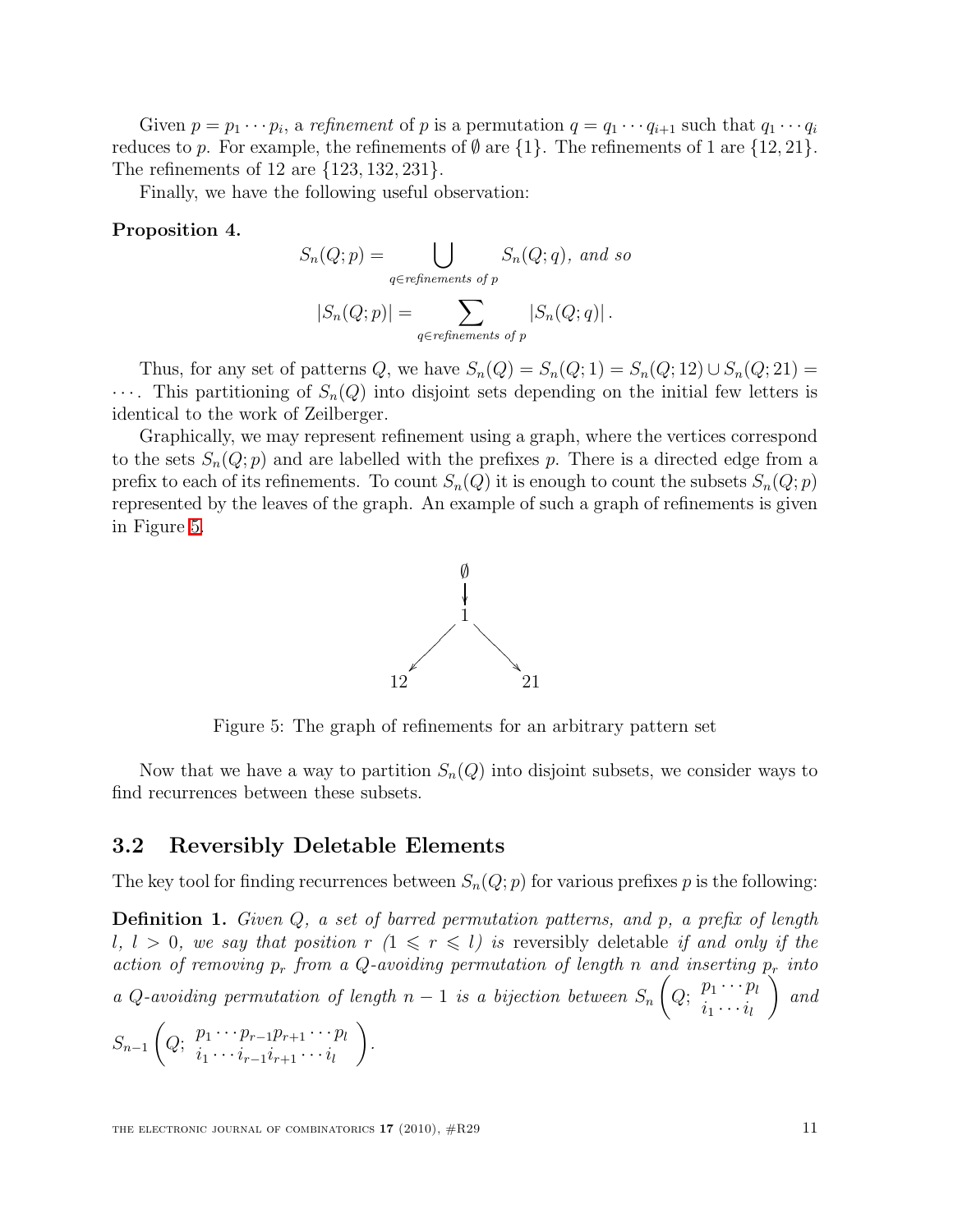Given $p = p_1 \cdots p_i$, a *refinement* of $p$ is a permutation $q = q_1 \cdots q_{i+1}$ such that $q_1 \cdots q_i$ reduces to $p$. For example, the refinements of $\emptyset$ are $\{1\}$. The refinements of 1 are $\{12, 21\}$. The refinements of 12 are $\{123, 132, 231\}$.

Finally, we have the following useful observation:

**Proposition 4.**

$$S_n(Q;p) = \bigcup_{q \in \text{refinements of } p} S_n(Q;q), \text{ and so}$$

$$|S_n(Q;p)| = \sum_{q \in \text{refinements of } p} |S_n(Q;q)|.$$

Thus, for any set of patterns $Q$, we have $S_n(Q) = S_n(Q;1) = S_n(Q;12) \cup S_n(Q;21) = \cdots$. This partitioning of $S_n(Q)$ into disjoint sets depending on the initial few letters is identical to the work of Zeilberger.

Graphically, we may represent refinement using a graph, where the vertices correspond to the sets $S_n(Q;p)$ and are labelled with the prefixes $p$. There is a directed edge from a prefix to each of its refinements. To count $S_n(Q)$ it is enough to count the subsets $S_n(Q;p)$ represented by the leaves of the graph. An example of such a graph of refinements is given in Figure 5.

```
      ∅
      |
      1
     / \
   12   21
```

Figure 5: The graph of refinements for an arbitrary pattern set

Now that we have a way to partition $S_n(Q)$ into disjoint subsets, we consider ways to find recurrences between these subsets.

## 3.2 Reversibly Deletable Elements

The key tool for finding recurrences between $S_n(Q;p)$ for various prefixes $p$ is the following:

**Definition 1.** *Given $Q$, a set of barred permutation patterns, and $p$, a prefix of length $l$, $l > 0$, we say that position $r$ ($1 \leqslant r \leqslant l$) is* reversibly deletable *if and only if the action of removing $p_r$ from a $Q$-avoiding permutation of length $n$ and inserting $p_r$ into a $Q$-avoiding permutation of length $n-1$ is a bijection between $S_n\left(Q;\begin{array}{c} p_1 \cdots p_l \\ i_1 \cdots i_l \end{array}\right)$ and $S_{n-1}\left(Q;\begin{array}{c} p_1 \cdots p_{r-1} p_{r+1} \cdots p_l \\ i_1 \cdots i_{r-1} i_{r+1} \cdots i_l \end{array}\right)$.*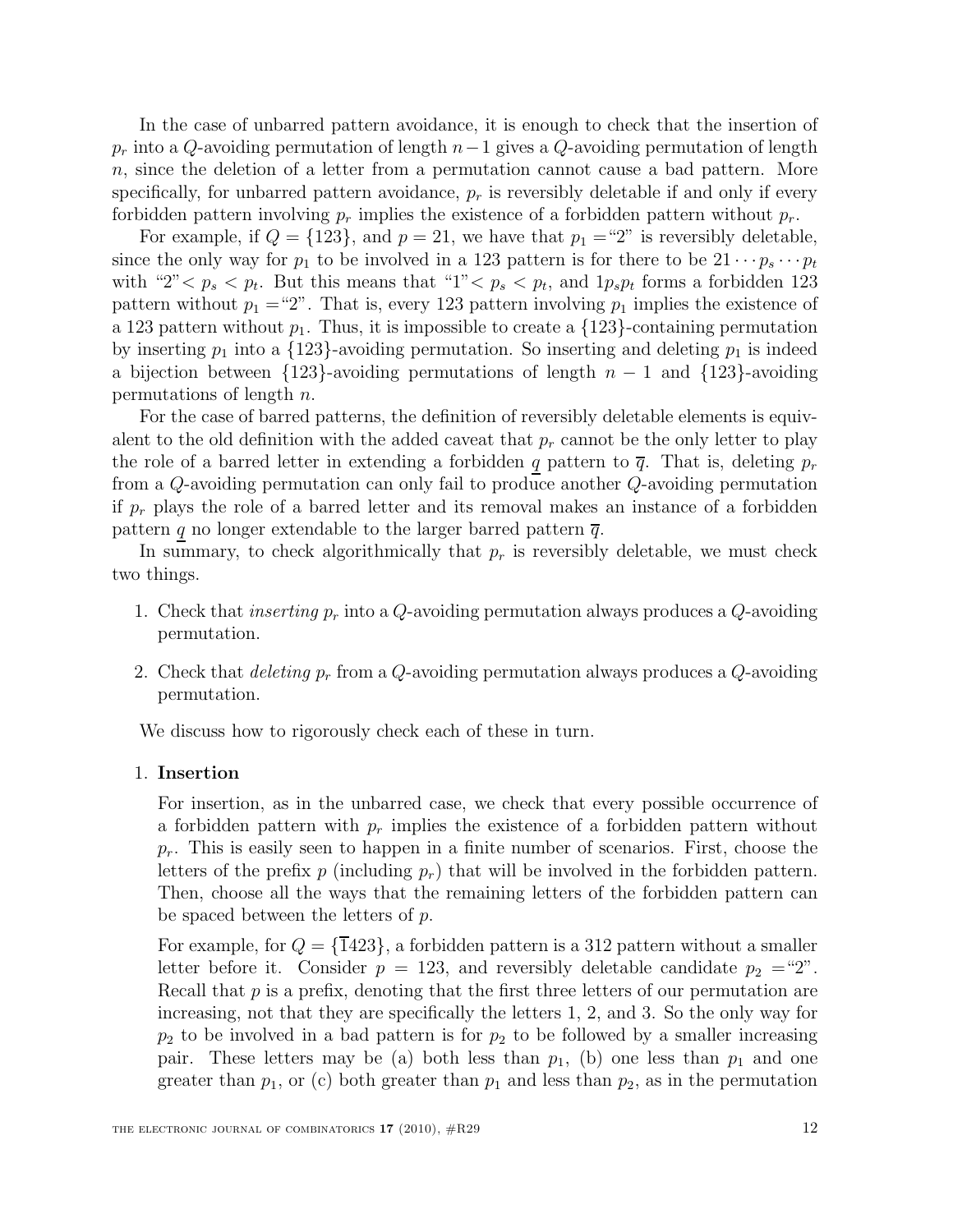In the case of unbarred pattern avoidance, it is enough to check that the insertion of $p_r$ into a $Q$-avoiding permutation of length $n-1$ gives a $Q$-avoiding permutation of length $n$, since the deletion of a letter from a permutation cannot cause a bad pattern. More specifically, for unbarred pattern avoidance, $p_r$ is reversibly deletable if and only if every forbidden pattern involving $p_r$ implies the existence of a forbidden pattern without $p_r$.

For example, if $Q = \{123\}$, and $p = 21$, we have that $p_1 =$"2" is reversibly deletable, since the only way for $p_1$ to be involved in a 123 pattern is for there to be $21 \cdots p_s \cdots p_t$ with "2"$< p_s < p_t$. But this means that "1"$< p_s < p_t$, and $1p_sp_t$ forms a forbidden 123 pattern without $p_1 =$"2". That is, every 123 pattern involving $p_1$ implies the existence of a 123 pattern without $p_1$. Thus, it is impossible to create a $\{123\}$-containing permutation by inserting $p_1$ into a $\{123\}$-avoiding permutation. So inserting and deleting $p_1$ is indeed a bijection between $\{123\}$-avoiding permutations of length $n-1$ and $\{123\}$-avoiding permutations of length $n$.

For the case of barred patterns, the definition of reversibly deletable elements is equivalent to the old definition with the added caveat that $p_r$ cannot be the only letter to play the role of a barred letter in extending a forbidden $\underline{q}$ pattern to $\overline{q}$. That is, deleting $p_r$ from a $Q$-avoiding permutation can only fail to produce another $Q$-avoiding permutation if $p_r$ plays the role of a barred letter and its removal makes an instance of a forbidden pattern $\underline{q}$ no longer extendable to the larger barred pattern $\overline{q}$.

In summary, to check algorithmically that $p_r$ is reversibly deletable, we must check two things.

1. Check that *inserting* $p_r$ into a $Q$-avoiding permutation always produces a $Q$-avoiding permutation.
2. Check that *deleting* $p_r$ from a $Q$-avoiding permutation always produces a $Q$-avoiding permutation.

We discuss how to rigorously check each of these in turn.

1. **Insertion**

   For insertion, as in the unbarred case, we check that every possible occurrence of a forbidden pattern with $p_r$ implies the existence of a forbidden pattern without $p_r$. This is easily seen to happen in a finite number of scenarios. First, choose the letters of the prefix $p$ (including $p_r$) that will be involved in the forbidden pattern. Then, choose all the ways that the remaining letters of the forbidden pattern can be spaced between the letters of $p$.

   For example, for $Q = \{\overline{1}423\}$, a forbidden pattern is a 312 pattern without a smaller letter before it. Consider $p = 123$, and reversibly deletable candidate $p_2 =$"2". Recall that $p$ is a prefix, denoting that the first three letters of our permutation are increasing, not that they are specifically the letters 1, 2, and 3. So the only way for $p_2$ to be involved in a bad pattern is for $p_2$ to be followed by a smaller increasing pair. These letters may be (a) both less than $p_1$, (b) one less than $p_1$ and one greater than $p_1$, or (c) both greater than $p_1$ and less than $p_2$, as in the permutation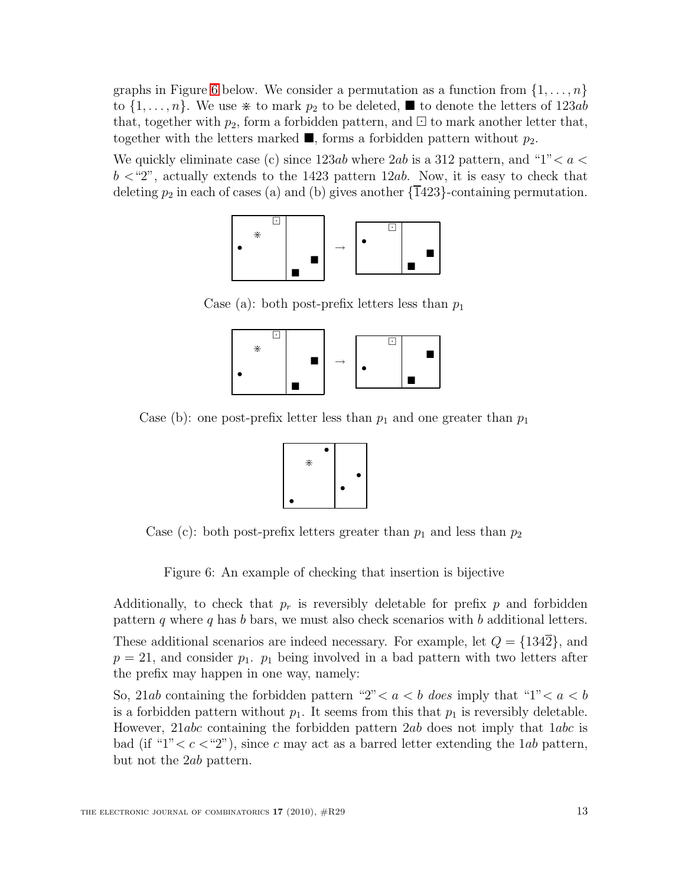graphs in Figure 6 below. We consider a permutation as a function from $\{1,\ldots,n\}$ to $\{1,\ldots,n\}$. We use $\divideontimes$ to mark $p_2$ to be deleted, $\blacksquare$ to denote the letters of $123ab$ that, together with $p_2$, form a forbidden pattern, and $\boxdot$ to mark another letter that, together with the letters marked $\blacksquare$, forms a forbidden pattern without $p_2$.

We quickly eliminate case (c) since $123ab$ where $2ab$ is a 312 pattern, and "1"$< a < b <$"2", actually extends to the 1423 pattern $12ab$. Now, it is easy to check that deleting $p_2$ in each of cases (a) and (b) gives another $\{\bar{1}423\}$-containing permutation.

Case (a): both post-prefix letters less than $p_1$

Case (b): one post-prefix letter less than $p_1$ and one greater than $p_1$

Case (c): both post-prefix letters greater than $p_1$ and less than $p_2$

Figure 6: An example of checking that insertion is bijective

Additionally, to check that $p_r$ is reversibly deletable for prefix $p$ and forbidden pattern $q$ where $q$ has $b$ bars, we must also check scenarios with $b$ additional letters.

These additional scenarios are indeed necessary. For example, let $Q = \{134\bar{2}\}$, and $p = 21$, and consider $p_1$. $p_1$ being involved in a bad pattern with two letters after the prefix may happen in one way, namely:

So, $21ab$ containing the forbidden pattern "2"$< a < b$ *does* imply that "1"$< a < b$ is a forbidden pattern without $p_1$. It seems from this that $p_1$ is reversibly deletable. However, $21abc$ containing the forbidden pattern $2ab$ does not imply that $1abc$ is bad (if "1"$< c <$"2"), since $c$ may act as a barred letter extending the $1ab$ pattern, but not the $2ab$ pattern.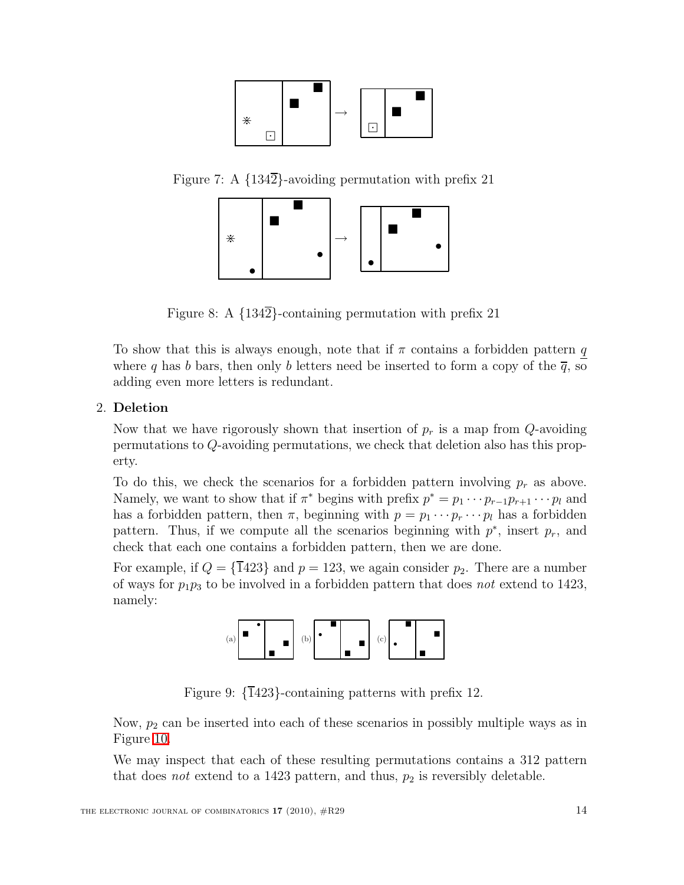Figure 7: A $\{134\overline{2}\}$-avoiding permutation with prefix 21

Figure 8: A $\{134\overline{2}\}$-containing permutation with prefix 21

To show that this is always enough, note that if $\pi$ contains a forbidden pattern $\underline{q}$ where $q$ has $b$ bars, then only $b$ letters need be inserted to form a copy of the $\overline{q}$, so adding even more letters is redundant.

2. **Deletion**

   Now that we have rigorously shown that insertion of $p_r$ is a map from $Q$-avoiding permutations to $Q$-avoiding permutations, we check that deletion also has this property.

   To do this, we check the scenarios for a forbidden pattern involving $p_r$ as above. Namely, we want to show that if $\pi^*$ begins with prefix $p^* = p_1 \cdots p_{r-1} p_{r+1} \cdots p_l$ and has a forbidden pattern, then $\pi$, beginning with $p = p_1 \cdots p_r \cdots p_l$ has a forbidden pattern. Thus, if we compute all the scenarios beginning with $p^*$, insert $p_r$, and check that each one contains a forbidden pattern, then we are done.

   For example, if $Q = \{\overline{1}423\}$ and $p = 123$, we again consider $p_2$. There are a number of ways for $p_1 p_3$ to be involved in a forbidden pattern that does *not* extend to 1423, namely:

   (a) (b) (c)

   Figure 9: $\{\overline{1}423\}$-containing patterns with prefix 12.

   Now, $p_2$ can be inserted into each of these scenarios in possibly multiple ways as in Figure 10.

   We may inspect that each of these resulting permutations contains a 312 pattern that does *not* extend to a 1423 pattern, and thus, $p_2$ is reversibly deletable.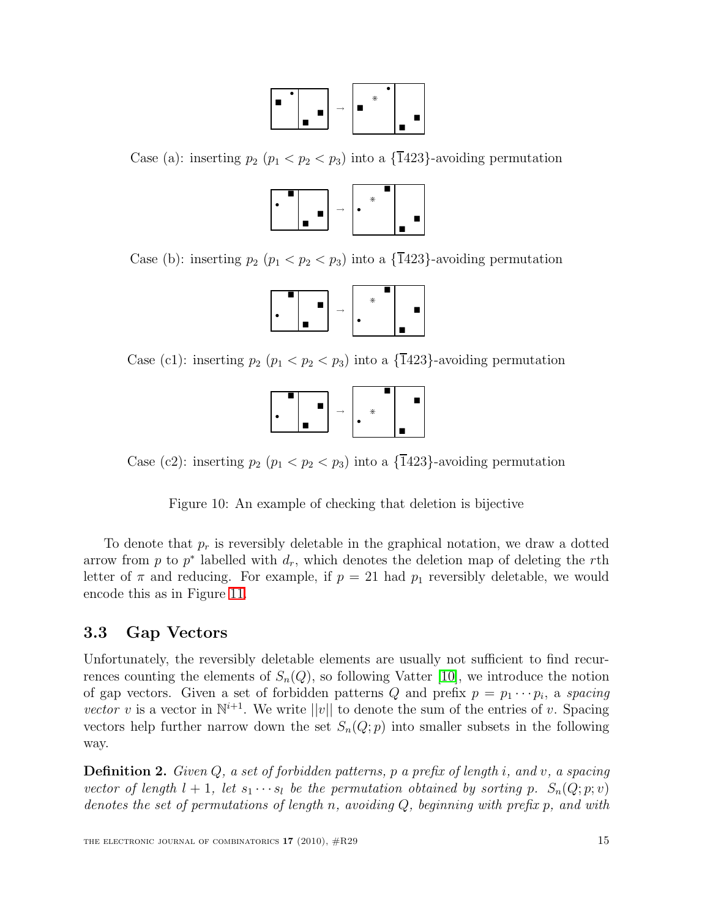Case (a): inserting $p_2$ ($p_1 < p_2 < p_3$) into a $\{\bar{1}423\}$-avoiding permutation

Case (b): inserting $p_2$ ($p_1 < p_2 < p_3$) into a $\{\bar{1}423\}$-avoiding permutation

Case (c1): inserting $p_2$ ($p_1 < p_2 < p_3$) into a $\{\bar{1}423\}$-avoiding permutation

Case (c2): inserting $p_2$ ($p_1 < p_2 < p_3$) into a $\{\bar{1}423\}$-avoiding permutation

Figure 10: An example of checking that deletion is bijective

To denote that $p_r$ is reversibly deletable in the graphical notation, we draw a dotted arrow from $p$ to $p^*$ labelled with $d_r$, which denotes the deletion map of deleting the $r$th letter of $\pi$ and reducing. For example, if $p = 21$ had $p_1$ reversibly deletable, we would encode this as in Figure 11.

### 3.3 Gap Vectors

Unfortunately, the reversibly deletable elements are usually not sufficient to find recurrences counting the elements of $S_n(Q)$, so following Vatter [10], we introduce the notion of gap vectors. Given a set of forbidden patterns $Q$ and prefix $p = p_1 \cdots p_i$, a *spacing vector* $v$ is a vector in $\mathbb{N}^{i+1}$. We write $||v||$ to denote the sum of the entries of $v$. Spacing vectors help further narrow down the set $S_n(Q; p)$ into smaller subsets in the following way.

**Definition 2.** *Given $Q$, a set of forbidden patterns, $p$ a prefix of length $i$, and $v$, a spacing vector of length $l + 1$, let $s_1 \cdots s_l$ be the permutation obtained by sorting $p$. $S_n(Q; p; v)$ denotes the set of permutations of length $n$, avoiding $Q$, beginning with prefix $p$, and with*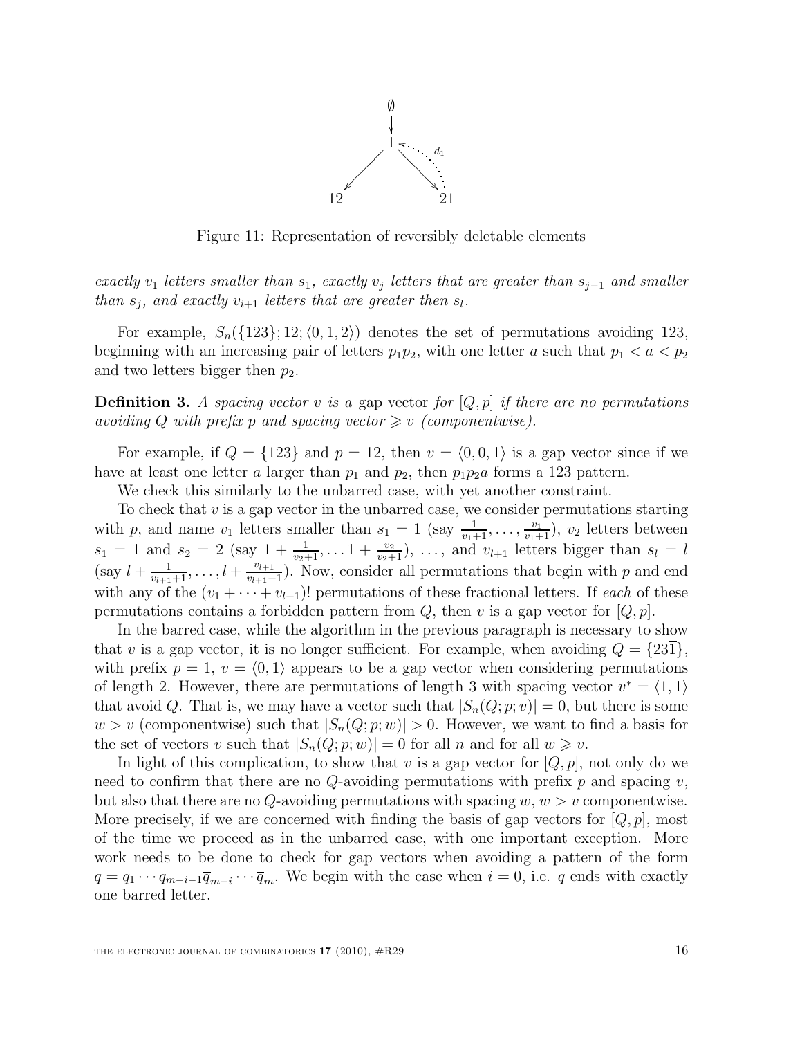Figure 11: Representation of reversibly deletable elements

*exactly $v_1$ letters smaller than $s_1$, exactly $v_j$ letters that are greater than $s_{j-1}$ and smaller than $s_j$, and exactly $v_{i+1}$ letters that are greater then $s_l$.*

For example, $S_n(\{123\}; 12; \langle 0, 1, 2\rangle)$ denotes the set of permutations avoiding 123, beginning with an increasing pair of letters $p_1p_2$, with one letter $a$ such that $p_1 < a < p_2$ and two letters bigger then $p_2$.

**Definition 3.** *A spacing vector $v$ is a* gap vector *for $[Q, p]$ if there are no permutations avoiding $Q$ with prefix $p$ and spacing vector $\geqslant v$ (componentwise).*

For example, if $Q = \{123\}$ and $p = 12$, then $v = \langle 0, 0, 1\rangle$ is a gap vector since if we have at least one letter $a$ larger than $p_1$ and $p_2$, then $p_1p_2a$ forms a 123 pattern.

We check this similarly to the unbarred case, with yet another constraint.

To check that $v$ is a gap vector in the unbarred case, we consider permutations starting with $p$, and name $v_1$ letters smaller than $s_1 = 1$ (say $\frac{1}{v_1+1}, \ldots, \frac{v_1}{v_1+1}$), $v_2$ letters between $s_1 = 1$ and $s_2 = 2$ (say $1 + \frac{1}{v_2+1}, \ldots 1 + \frac{v_2}{v_2+1}$), $\ldots$, and $v_{l+1}$ letters bigger than $s_l = l$ (say $l + \frac{1}{v_{l+1}+1}, \ldots, l + \frac{v_{l+1}}{v_{l+1}+1}$). Now, consider all permutations that begin with $p$ and end with any of the $(v_1 + \cdots + v_{l+1})!$ permutations of these fractional letters. If *each* of these permutations contains a forbidden pattern from $Q$, then $v$ is a gap vector for $[Q, p]$.

In the barred case, while the algorithm in the previous paragraph is necessary to show that $v$ is a gap vector, it is no longer sufficient. For example, when avoiding $Q = \{23\overline{1}\}$, with prefix $p = 1$, $v = \langle 0, 1\rangle$ appears to be a gap vector when considering permutations of length 2. However, there are permutations of length 3 with spacing vector $v^* = \langle 1, 1\rangle$ that avoid $Q$. That is, we may have a vector such that $|S_n(Q; p; v)| = 0$, but there is some $w > v$ (componentwise) such that $|S_n(Q; p; w)| > 0$. However, we want to find a basis for the set of vectors $v$ such that $|S_n(Q; p; w)| = 0$ for all $n$ and for all $w \geqslant v$.

In light of this complication, to show that $v$ is a gap vector for $[Q, p]$, not only do we need to confirm that there are no $Q$-avoiding permutations with prefix $p$ and spacing $v$, but also that there are no $Q$-avoiding permutations with spacing $w$, $w > v$ componentwise. More precisely, if we are concerned with finding the basis of gap vectors for $[Q, p]$, most of the time we proceed as in the unbarred case, with one important exception. More work needs to be done to check for gap vectors when avoiding a pattern of the form $q = q_1 \cdots q_{m-i-1}\overline{q}_{m-i} \cdots \overline{q}_m$. We begin with the case when $i = 0$, i.e. $q$ ends with exactly one barred letter.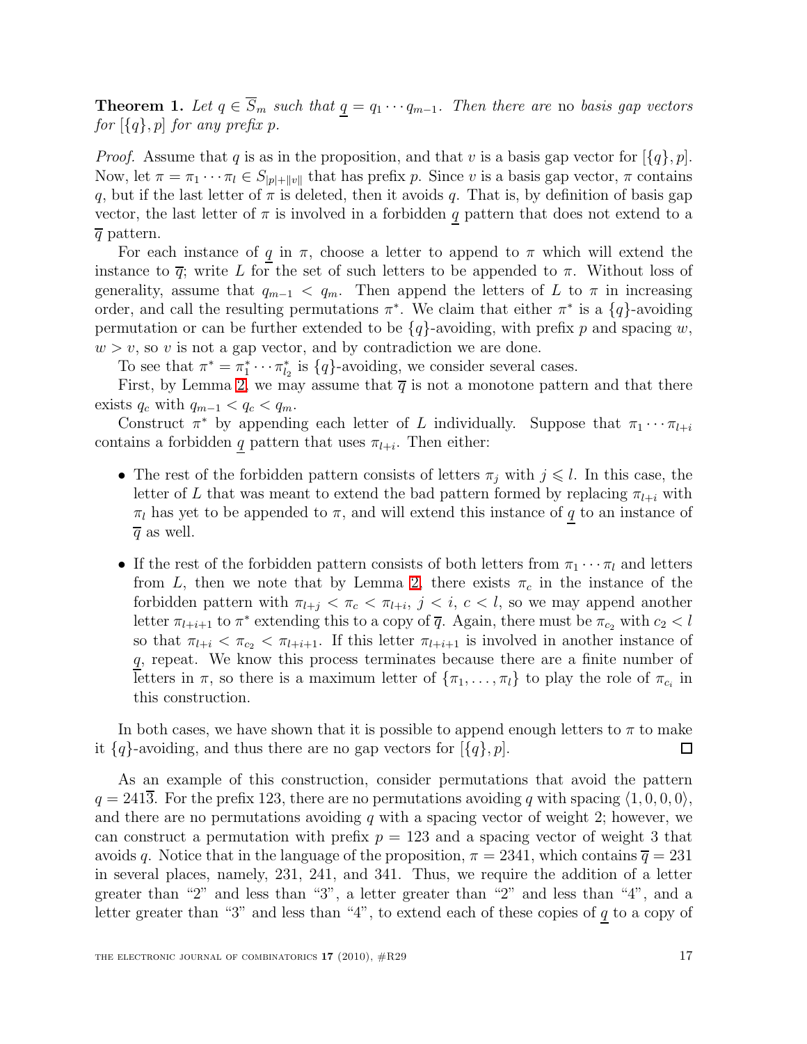**Theorem 1.** *Let $q \in \overline{S}_m$ such that $\underline{q} = q_1 \cdots q_{m-1}$. Then there are* no *basis gap vectors for $[\{q\}, p]$ for any prefix $p$.*

*Proof.* Assume that $q$ is as in the proposition, and that $v$ is a basis gap vector for $[\{q\}, p]$. Now, let $\pi = \pi_1 \cdots \pi_l \in S_{|p|+\|v\|}$ that has prefix $p$. Since $v$ is a basis gap vector, $\pi$ contains $q$, but if the last letter of $\pi$ is deleted, then it avoids $q$. That is, by definition of basis gap vector, the last letter of $\pi$ is involved in a forbidden $\underline{q}$ pattern that does not extend to a $\overline{q}$ pattern.

For each instance of $\underline{q}$ in $\pi$, choose a letter to append to $\pi$ which will extend the instance to $\overline{q}$; write $L$ for the set of such letters to be appended to $\pi$. Without loss of generality, assume that $q_{m-1} < q_m$. Then append the letters of $L$ to $\pi$ in increasing order, and call the resulting permutations $\pi^*$. We claim that either $\pi^*$ is a $\{q\}$-avoiding permutation or can be further extended to be $\{q\}$-avoiding, with prefix $p$ and spacing $w$, $w > v$, so $v$ is not a gap vector, and by contradiction we are done.

To see that $\pi^* = \pi_1^* \cdots \pi_{l_2}^*$ is $\{q\}$-avoiding, we consider several cases.

First, by Lemma 2, we may assume that $\overline{q}$ is not a monotone pattern and that there exists $q_c$ with $q_{m-1} < q_c < q_m$.

Construct $\pi^*$ by appending each letter of $L$ individually. Suppose that $\pi_1 \cdots \pi_{l+i}$ contains a forbidden $\underline{q}$ pattern that uses $\pi_{l+i}$. Then either:

- The rest of the forbidden pattern consists of letters $\pi_j$ with $j \leqslant l$. In this case, the letter of $L$ that was meant to extend the bad pattern formed by replacing $\pi_{l+i}$ with $\pi_l$ has yet to be appended to $\pi$, and will extend this instance of $\underline{q}$ to an instance of $\overline{q}$ as well.
- If the rest of the forbidden pattern consists of both letters from $\pi_1 \cdots \pi_l$ and letters from $L$, then we note that by Lemma 2, there exists $\pi_c$ in the instance of the forbidden pattern with $\pi_{l+j} < \pi_c < \pi_{l+i}$, $j < i$, $c < l$, so we may append another letter $\pi_{l+i+1}$ to $\pi^*$ extending this to a copy of $\overline{q}$. Again, there must be $\pi_{c_2}$ with $c_2 < l$ so that $\pi_{l+i} < \pi_{c_2} < \pi_{l+i+1}$. If this letter $\pi_{l+i+1}$ is involved in another instance of $\underline{q}$, repeat. We know this process terminates because there are a finite number of letters in $\pi$, so there is a maximum letter of $\{\pi_1, \ldots, \pi_l\}$ to play the role of $\pi_{c_i}$ in this construction.

In both cases, we have shown that it is possible to append enough letters to $\pi$ to make it $\{q\}$-avoiding, and thus there are no gap vectors for $[\{q\}, p]$. $\square$

As an example of this construction, consider permutations that avoid the pattern $q = 241\overline{3}$. For the prefix 123, there are no permutations avoiding $q$ with spacing $\langle 1, 0, 0, 0 \rangle$, and there are no permutations avoiding $q$ with a spacing vector of weight 2; however, we can construct a permutation with prefix $p = 123$ and a spacing vector of weight 3 that avoids $q$. Notice that in the language of the proposition, $\pi = 2341$, which contains $\overline{q} = 231$ in several places, namely, 231, 241, and 341. Thus, we require the addition of a letter greater than "2" and less than "3", a letter greater than "2" and less than "4", and a letter greater than "3" and less than "4", to extend each of these copies of $\underline{q}$ to a copy of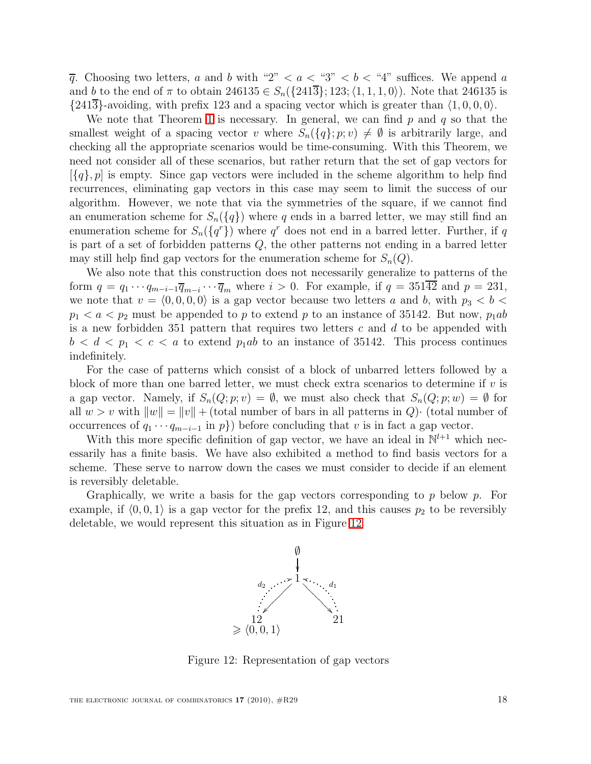$\overline{q}$. Choosing two letters, $a$ and $b$ with "2" $< a <$ "3" $< b <$ "4" suffices. We append $a$ and $b$ to the end of $\pi$ to obtain $246135 \in S_n(\{241\overline{3}\}; 123; \langle 1,1,1,0\rangle)$. Note that 246135 is $\{241\overline{3}\}$-avoiding, with prefix 123 and a spacing vector which is greater than $\langle 1,0,0,0\rangle$.

We note that Theorem 1 is necessary. In general, we can find $p$ and $q$ so that the smallest weight of a spacing vector $v$ where $S_n(\{q\}; p; v) \neq \emptyset$ is arbitrarily large, and checking all the appropriate scenarios would be time-consuming. With this Theorem, we need not consider all of these scenarios, but rather return that the set of gap vectors for $[\{q\}, p]$ is empty. Since gap vectors were included in the scheme algorithm to help find recurrences, eliminating gap vectors in this case may seem to limit the success of our algorithm. However, we note that via the symmetries of the square, if we cannot find an enumeration scheme for $S_n(\{q\})$ where $q$ ends in a barred letter, we may still find an enumeration scheme for $S_n(\{q^r\})$ where $q^r$ does not end in a barred letter. Further, if $q$ is part of a set of forbidden patterns $Q$, the other patterns not ending in a barred letter may still help find gap vectors for the enumeration scheme for $S_n(Q)$.

We also note that this construction does not necessarily generalize to patterns of the form $q = q_1 \cdots q_{m-i-1}\overline{q}_{m-i} \cdots \overline{q}_m$ where $i > 0$. For example, if $q = 351\overline{42}$ and $p = 231$, we note that $v = \langle 0,0,0,0\rangle$ is a gap vector because two letters $a$ and $b$, with $p_3 < b < p_1 < a < p_2$ must be appended to $p$ to extend $p$ to an instance of 35142. But now, $p_1ab$ is a new forbidden 351 pattern that requires two letters $c$ and $d$ to be appended with $b < d < p_1 < c < a$ to extend $p_1ab$ to an instance of 35142. This process continues indefinitely.

For the case of patterns which consist of a block of unbarred letters followed by a block of more than one barred letter, we must check extra scenarios to determine if $v$ is a gap vector. Namely, if $S_n(Q; p; v) = \emptyset$, we must also check that $S_n(Q; p; w) = \emptyset$ for all $w > v$ with $\|w\| = \|v\| +$ (total number of bars in all patterns in $Q$)$\cdot$ (total number of occurrences of $q_1 \cdots q_{m-i-1}$ in $p$)} before concluding that $v$ is in fact a gap vector.

With this more specific definition of gap vector, we have an ideal in $\mathbb{N}^{l+1}$ which necessarily has a finite basis. We have also exhibited a method to find basis vectors for a scheme. These serve to narrow down the cases we must consider to decide if an element is reversibly deletable.

Graphically, we write a basis for the gap vectors corresponding to $p$ below $p$. For example, if $\langle 0,0,1\rangle$ is a gap vector for the prefix 12, and this causes $p_2$ to be reversibly deletable, we would represent this situation as in Figure 12.

$$
\begin{array}{ccc}
 & \emptyset & \\
 & \downarrow & \\
 & 1 & \\
\swarrow\ (d_2) & & (d_1)\ \searrow \\
12 & & 21 \\
\geqslant \langle 0,0,1\rangle & &
\end{array}
$$

Figure 12: Representation of gap vectors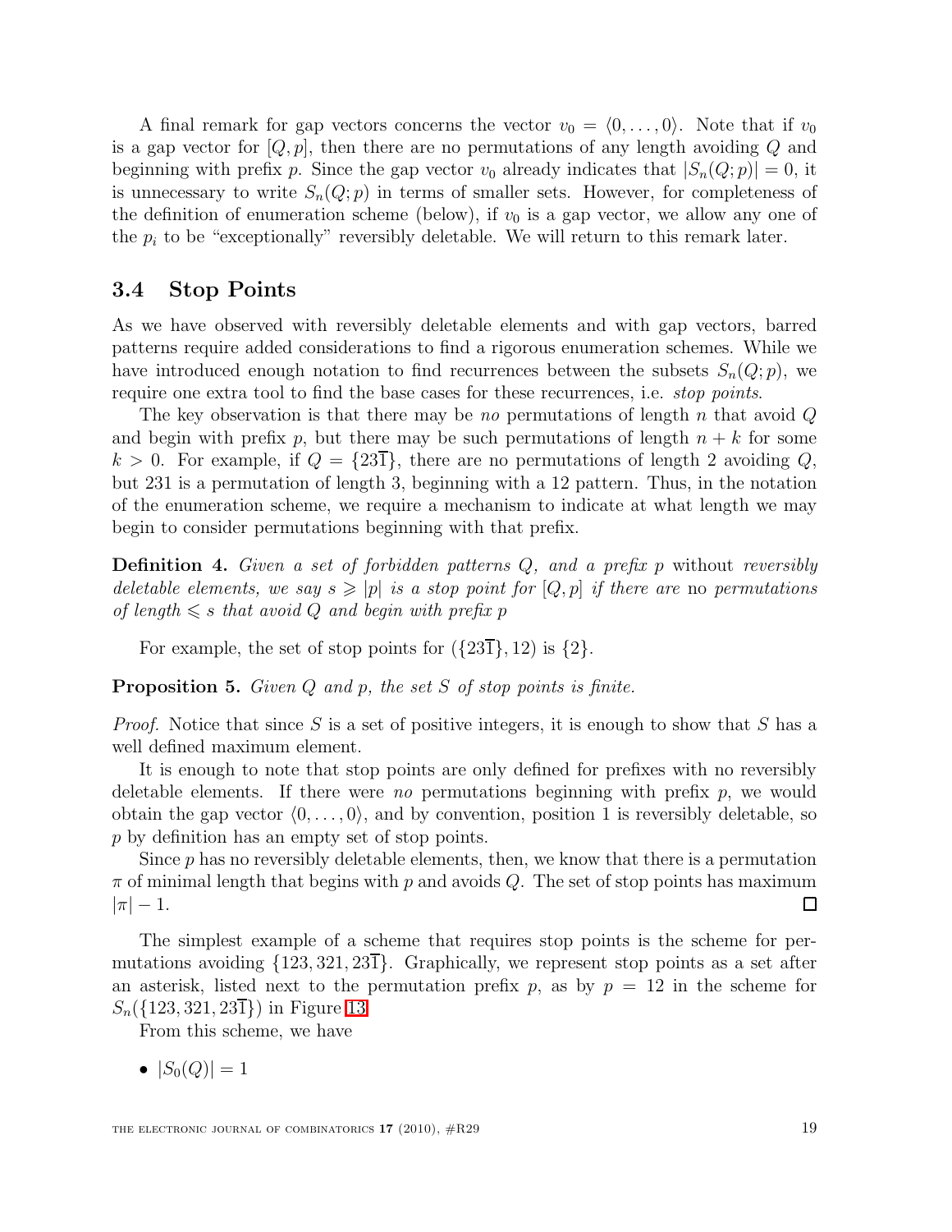A final remark for gap vectors concerns the vector $v_0 = \langle 0, \ldots, 0 \rangle$. Note that if $v_0$ is a gap vector for $[Q, p]$, then there are no permutations of any length avoiding $Q$ and beginning with prefix $p$. Since the gap vector $v_0$ already indicates that $|S_n(Q;p)| = 0$, it is unnecessary to write $S_n(Q;p)$ in terms of smaller sets. However, for completeness of the definition of enumeration scheme (below), if $v_0$ is a gap vector, we allow any one of the $p_i$ to be "exceptionally" reversibly deletable. We will return to this remark later.

## 3.4 Stop Points

As we have observed with reversibly deletable elements and with gap vectors, barred patterns require added considerations to find a rigorous enumeration schemes. While we have introduced enough notation to find recurrences between the subsets $S_n(Q;p)$, we require one extra tool to find the base cases for these recurrences, i.e. *stop points*.

The key observation is that there may be *no* permutations of length $n$ that avoid $Q$ and begin with prefix $p$, but there may be such permutations of length $n+k$ for some $k > 0$. For example, if $Q = \{23\overline{1}\}$, there are no permutations of length 2 avoiding $Q$, but 231 is a permutation of length 3, beginning with a 12 pattern. Thus, in the notation of the enumeration scheme, we require a mechanism to indicate at what length we may begin to consider permutations beginning with that prefix.

**Definition 4.** *Given a set of forbidden patterns $Q$, and a prefix $p$* without *reversibly deletable elements, we say $s \geqslant |p|$ is a stop point for $[Q, p]$ if there are* no *permutations of length $\leqslant s$ that avoid $Q$ and begin with prefix $p$*

For example, the set of stop points for $(\{23\overline{1}\}, 12)$ is $\{2\}$.

**Proposition 5.** *Given $Q$ and $p$, the set $S$ of stop points is finite.*

*Proof.* Notice that since $S$ is a set of positive integers, it is enough to show that $S$ has a well defined maximum element.

It is enough to note that stop points are only defined for prefixes with no reversibly deletable elements. If there were *no* permutations beginning with prefix $p$, we would obtain the gap vector $\langle 0, \ldots, 0 \rangle$, and by convention, position 1 is reversibly deletable, so $p$ by definition has an empty set of stop points.

Since $p$ has no reversibly deletable elements, then, we know that there is a permutation $\pi$ of minimal length that begins with $p$ and avoids $Q$. The set of stop points has maximum $|\pi| - 1$. □

The simplest example of a scheme that requires stop points is the scheme for permutations avoiding $\{123, 321, 23\overline{1}\}$. Graphically, we represent stop points as a set after an asterisk, listed next to the permutation prefix $p$, as by $p = 12$ in the scheme for $S_n(\{123, 321, 23\overline{1}\})$ in Figure 13.

From this scheme, we have

- $|S_0(Q)| = 1$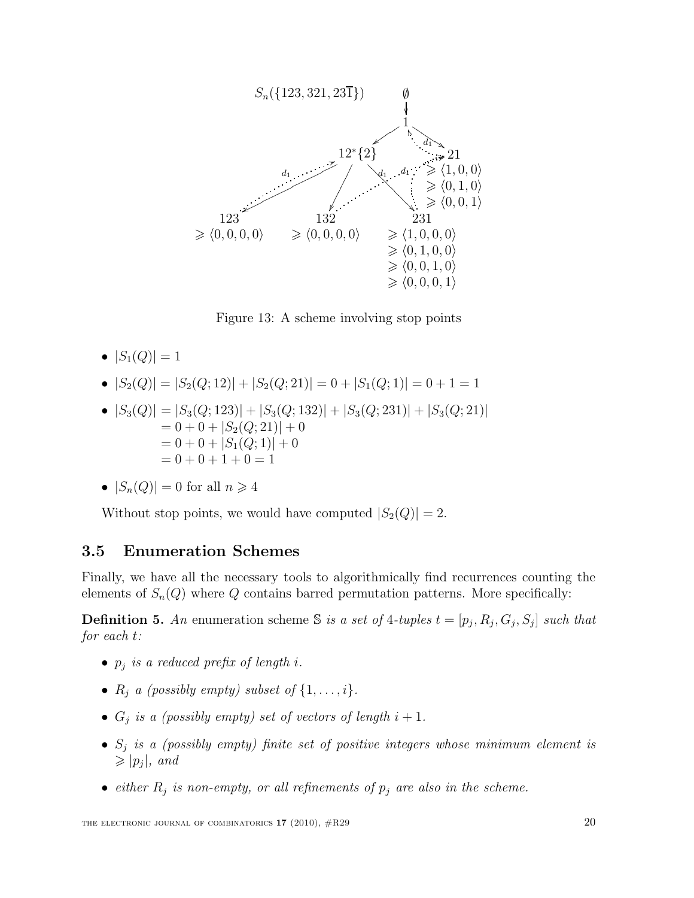Figure 13: A scheme involving stop points

- $|S_1(Q)| = 1$
- $|S_2(Q)| = |S_2(Q; 12)| + |S_2(Q; 21)| = 0 + |S_1(Q; 1)| = 0 + 1 = 1$
- $|S_3(Q)| = |S_3(Q; 123)| + |S_3(Q; 132)| + |S_3(Q; 231)| + |S_3(Q; 21)|$
  $= 0 + 0 + |S_2(Q; 21)| + 0$
  $= 0 + 0 + |S_1(Q; 1)| + 0$
  $= 0 + 0 + 1 + 0 = 1$
- $|S_n(Q)| = 0$ for all $n \geqslant 4$

Without stop points, we would have computed $|S_2(Q)| = 2$.

### 3.5 Enumeration Schemes

Finally, we have all the necessary tools to algorithmically find recurrences counting the elements of $S_n(Q)$ where $Q$ contains barred permutation patterns. More specifically:

**Definition 5.** *An* enumeration scheme $\mathbb{S}$ *is a set of 4-tuples* $t = [p_j, R_j, G_j, S_j]$ *such that for each* $t$*:*

- $p_j$ *is a reduced prefix of length* $i$*.*
- $R_j$ *a (possibly empty) subset of* $\{1, \ldots, i\}$*.*
- $G_j$ *is a (possibly empty) set of vectors of length* $i + 1$*.*
- $S_j$ *is a (possibly empty) finite set of positive integers whose minimum element is* $\geqslant |p_j|$*, and*
- *either* $R_j$ *is non-empty, or all refinements of* $p_j$ *are also in the scheme.*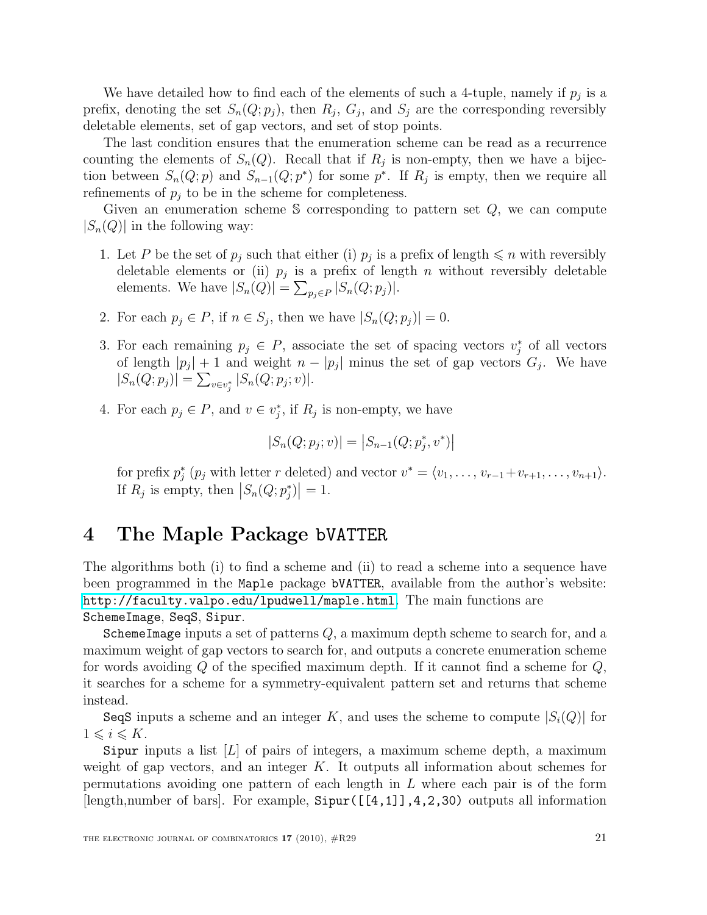We have detailed how to find each of the elements of such a 4-tuple, namely if $p_j$ is a prefix, denoting the set $S_n(Q; p_j)$, then $R_j$, $G_j$, and $S_j$ are the corresponding reversibly deletable elements, set of gap vectors, and set of stop points.

The last condition ensures that the enumeration scheme can be read as a recurrence counting the elements of $S_n(Q)$. Recall that if $R_j$ is non-empty, then we have a bijection between $S_n(Q; p)$ and $S_{n-1}(Q; p^*)$ for some $p^*$. If $R_j$ is empty, then we require all refinements of $p_j$ to be in the scheme for completeness.

Given an enumeration scheme $\mathbb{S}$ corresponding to pattern set $Q$, we can compute $|S_n(Q)|$ in the following way:

1. Let $P$ be the set of $p_j$ such that either (i) $p_j$ is a prefix of length $\leqslant n$ with reversibly deletable elements or (ii) $p_j$ is a prefix of length $n$ without reversibly deletable elements. We have $|S_n(Q)| = \sum_{p_j \in P} |S_n(Q; p_j)|$.

2. For each $p_j \in P$, if $n \in S_j$, then we have $|S_n(Q; p_j)| = 0$.

3. For each remaining $p_j \in P$, associate the set of spacing vectors $v_j^*$ of all vectors of length $|p_j| + 1$ and weight $n - |p_j|$ minus the set of gap vectors $G_j$. We have $|S_n(Q; p_j)| = \sum_{v \in v_j^*} |S_n(Q; p_j; v)|$.

4. For each $p_j \in P$, and $v \in v_j^*$, if $R_j$ is non-empty, we have

$$|S_n(Q; p_j; v)| = \left|S_{n-1}(Q; p_j^*, v^*)\right|$$

   for prefix $p_j^*$ ($p_j$ with letter $r$ deleted) and vector $v^* = \langle v_1, \ldots, v_{r-1} + v_{r+1}, \ldots, v_{n+1} \rangle$. If $R_j$ is empty, then $\left|S_n(Q; p_j^*)\right| = 1$.

# 4 The Maple Package bVATTER

The algorithms both (i) to find a scheme and (ii) to read a scheme into a sequence have been programmed in the Maple package bVATTER, available from the author's website: http://faculty.valpo.edu/lpudwell/maple.html. The main functions are SchemeImage, SeqS, Sipur.

SchemeImage inputs a set of patterns $Q$, a maximum depth scheme to search for, and a maximum weight of gap vectors to search for, and outputs a concrete enumeration scheme for words avoiding $Q$ of the specified maximum depth. If it cannot find a scheme for $Q$, it searches for a scheme for a symmetry-equivalent pattern set and returns that scheme instead.

SeqS inputs a scheme and an integer $K$, and uses the scheme to compute $|S_i(Q)|$ for $1 \leqslant i \leqslant K$.

Sipur inputs a list $[L]$ of pairs of integers, a maximum scheme depth, a maximum weight of gap vectors, and an integer $K$. It outputs all information about schemes for permutations avoiding one pattern of each length in $L$ where each pair is of the form [length,number of bars]. For example, Sipur([[4,1]],4,2,30) outputs all information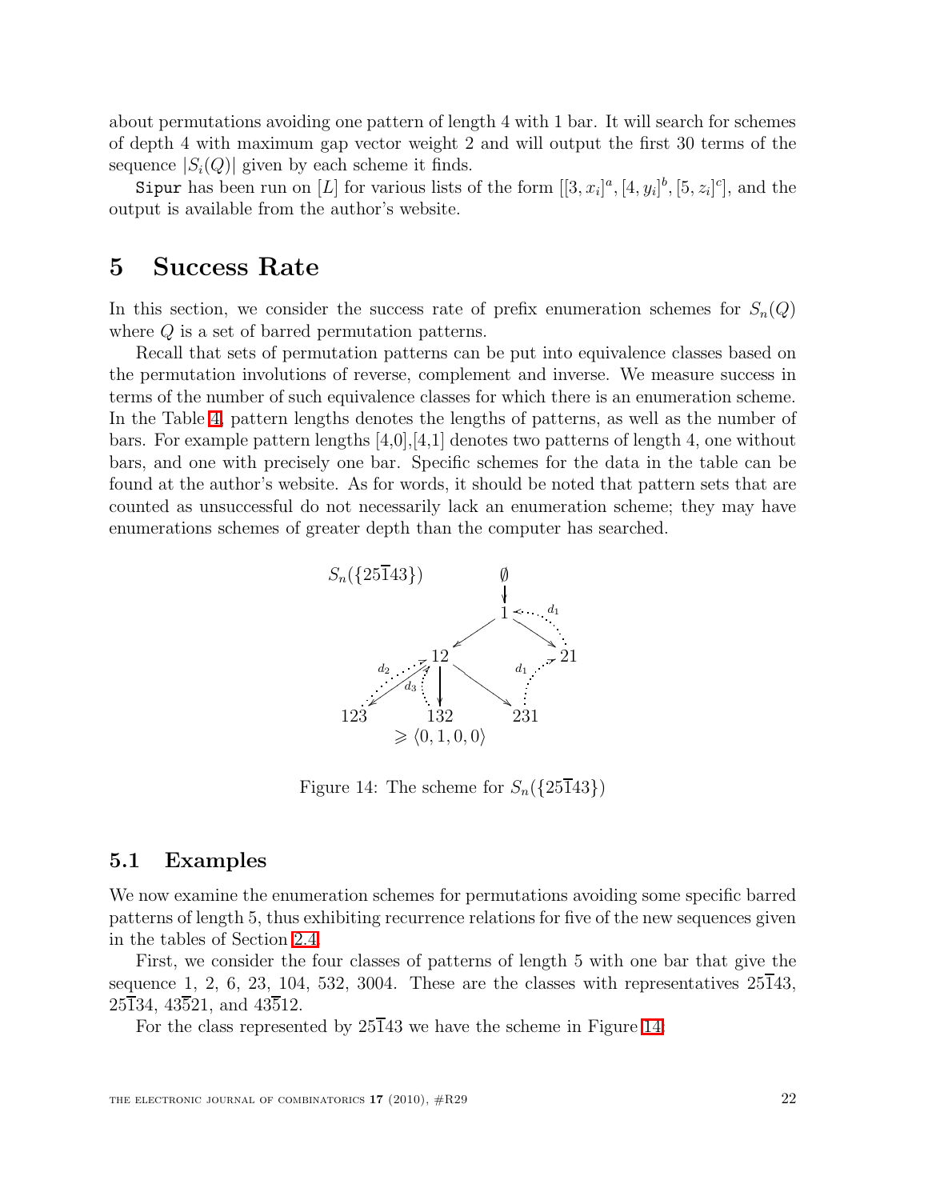about permutations avoiding one pattern of length 4 with 1 bar. It will search for schemes of depth 4 with maximum gap vector weight 2 and will output the first 30 terms of the sequence $|S_i(Q)|$ given by each scheme it finds.

`Sipur` has been run on $[L]$ for various lists of the form $[[3, x_i]^a, [4, y_i]^b, [5, z_i]^c]$, and the output is available from the author's website.

# 5 Success Rate

In this section, we consider the success rate of prefix enumeration schemes for $S_n(Q)$ where $Q$ is a set of barred permutation patterns.

Recall that sets of permutation patterns can be put into equivalence classes based on the permutation involutions of reverse, complement and inverse. We measure success in terms of the number of such equivalence classes for which there is an enumeration scheme. In the Table 4, pattern lengths denotes the lengths of patterns, as well as the number of bars. For example pattern lengths [4,0],[4,1] denotes two patterns of length 4, one without bars, and one with precisely one bar. Specific schemes for the data in the table can be found at the author's website. As for words, it should be noted that pattern sets that are counted as unsuccessful do not necessarily lack an enumeration scheme; they may have enumerations schemes of greater depth than the computer has searched.

$S_n(\{25\overline{1}43\})$

Figure 14: The scheme for $S_n(\{25\overline{1}43\})$

## 5.1 Examples

We now examine the enumeration schemes for permutations avoiding some specific barred patterns of length 5, thus exhibiting recurrence relations for five of the new sequences given in the tables of Section 2.4.

First, we consider the four classes of patterns of length 5 with one bar that give the sequence 1, 2, 6, 23, 104, 532, 3004. These are the classes with representatives $25\overline{1}43$, $25\overline{1}34$, $43\overline{5}21$, and $43\overline{5}12$.

For the class represented by $25\overline{1}43$ we have the scheme in Figure 14: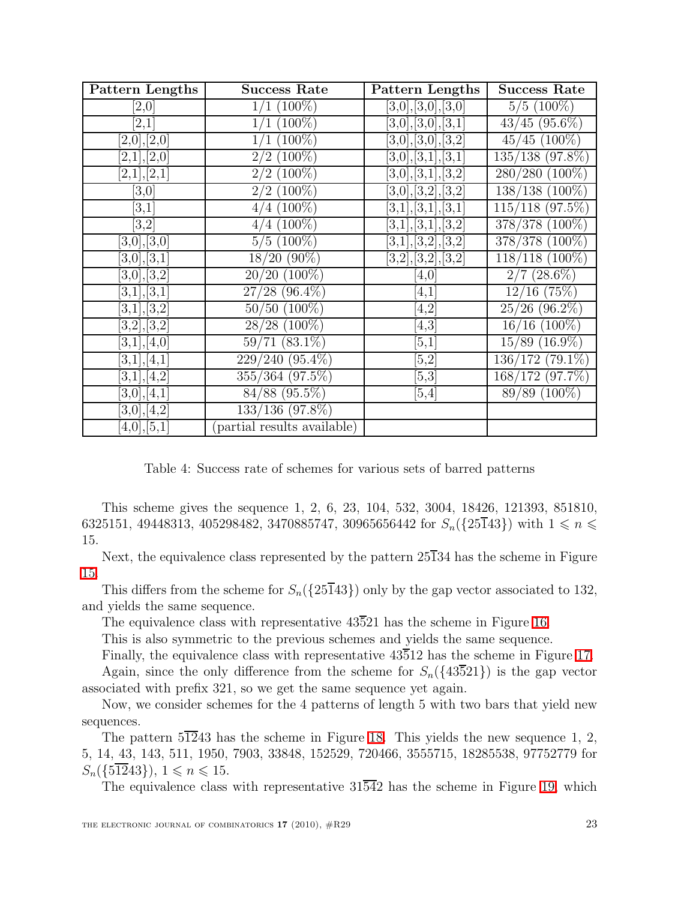| Pattern Lengths | Success Rate | Pattern Lengths | Success Rate |
| --- | --- | --- | --- |
| [2,0] | 1/1 (100%) | [3,0],[3,0],[3,0] | 5/5 (100%) |
| [2,1] | 1/1 (100%) | [3,0],[3,0],[3,1] | 43/45 (95.6%) |
| [2,0],[2,0] | 1/1 (100%) | [3,0],[3,0],[3,2] | 45/45 (100%) |
| [2,1],[2,0] | 2/2 (100%) | [3,0],[3,1],[3,1] | 135/138 (97.8%) |
| [2,1],[2,1] | 2/2 (100%) | [3,0],[3,1],[3,2] | 280/280 (100%) |
| [3,0] | 2/2 (100%) | [3,0],[3,2],[3,2] | 138/138 (100%) |
| [3,1] | 4/4 (100%) | [3,1],[3,1],[3,1] | 115/118 (97.5%) |
| [3,2] | 4/4 (100%) | [3,1],[3,1],[3,2] | 378/378 (100%) |
| [3,0],[3,0] | 5/5 (100%) | [3,1],[3,2],[3,2] | 378/378 (100%) |
| [3,0],[3,1] | 18/20 (90%) | [3,2],[3,2],[3,2] | 118/118 (100%) |
| [3,0],[3,2] | 20/20 (100%) | [4,0] | 2/7 (28.6%) |
| [3,1],[3,1] | 27/28 (96.4%) | [4,1] | 12/16 (75%) |
| [3,1],[3,2] | 50/50 (100%) | [4,2] | 25/26 (96.2%) |
| [3,2],[3,2] | 28/28 (100%) | [4,3] | 16/16 (100%) |
| [3,1],[4,0] | 59/71 (83.1%) | [5,1] | 15/89 (16.9%) |
| [3,1],[4,1] | 229/240 (95.4%) | [5,2] | 136/172 (79.1%) |
| [3,1],[4,2] | 355/364 (97.5%) | [5,3] | 168/172 (97.7%) |
| [3,0],[4,1] | 84/88 (95.5%) | [5,4] | 89/89 (100%) |
| [3,0],[4,2] | 133/136 (97.8%) | | |
| [4,0],[5,1] | (partial results available) | | |

Table 4: Success rate of schemes for various sets of barred patterns

This scheme gives the sequence 1, 2, 6, 23, 104, 532, 3004, 18426, 121393, 851810, 6325151, 49448313, 405298482, 3470885747, 30965656442 for $S_n(\{25\bar{1}43\})$ with $1 \leqslant n \leqslant 15$.

Next, the equivalence class represented by the pattern $25\bar{1}34$ has the scheme in Figure 15.

This differs from the scheme for $S_n(\{25\bar{1}43\})$ only by the gap vector associated to 132, and yields the same sequence.

The equivalence class with representative $43\bar{5}21$ has the scheme in Figure 16.

This is also symmetric to the previous schemes and yields the same sequence.

Finally, the equivalence class with representative $43\bar{5}12$ has the scheme in Figure 17.

Again, since the only difference from the scheme for $S_n(\{43\bar{5}21\})$ is the gap vector associated with prefix 321, so we get the same sequence yet again.

Now, we consider schemes for the 4 patterns of length 5 with two bars that yield new sequences.

The pattern $5\bar{1}\bar{2}43$ has the scheme in Figure 18. This yields the new sequence 1, 2, 5, 14, 43, 143, 511, 1950, 7903, 33848, 152529, 720466, 3555715, 18285538, 97752779 for $S_n(\{5\bar{1}\bar{2}43\})$, $1 \leqslant n \leqslant 15$.

The equivalence class with representative $31\bar{5}\bar{4}2$ has the scheme in Figure 19, which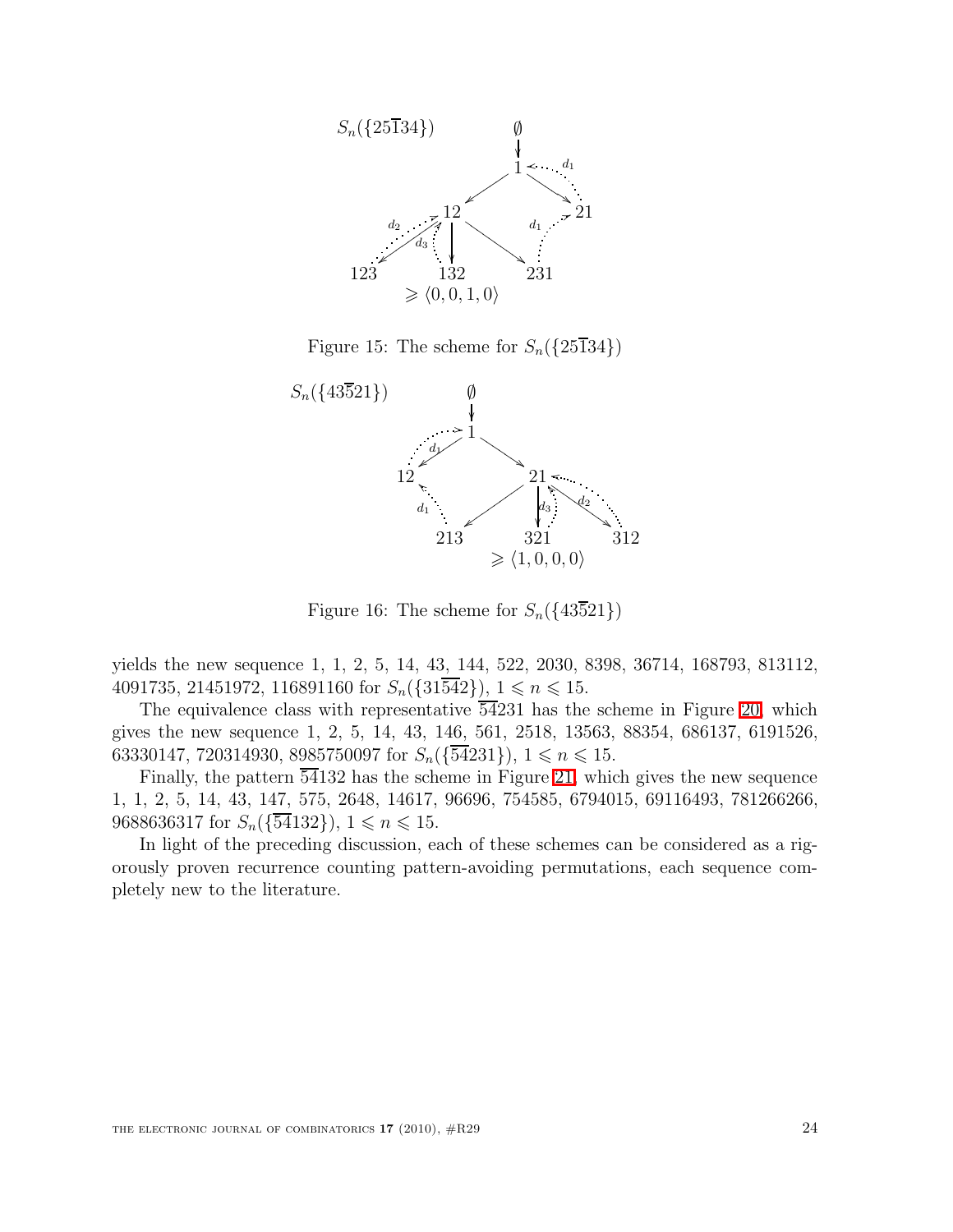Figure 15: The scheme for $S_n(\{25\overline{1}34\})$

Figure 16: The scheme for $S_n(\{43\overline{5}21\})$

yields the new sequence 1, 1, 2, 5, 14, 43, 144, 522, 2030, 8398, 36714, 168793, 813112, 4091735, 21451972, 116891160 for $S_n(\{31\overline{54}2\})$, $1 \leqslant n \leqslant 15$.

The equivalence class with representative $\overline{54}231$ has the scheme in Figure 20, which gives the new sequence 1, 2, 5, 14, 43, 146, 561, 2518, 13563, 88354, 686137, 6191526, 63330147, 720314930, 8985750097 for $S_n(\{\overline{54}231\})$, $1 \leqslant n \leqslant 15$.

Finally, the pattern $\overline{54}132$ has the scheme in Figure 21, which gives the new sequence 1, 1, 2, 5, 14, 43, 147, 575, 2648, 14617, 96696, 754585, 6794015, 69116493, 781266266, 9688636317 for $S_n(\{\overline{54}132\})$, $1 \leqslant n \leqslant 15$.

In light of the preceding discussion, each of these schemes can be considered as a rigorously proven recurrence counting pattern-avoiding permutations, each sequence completely new to the literature.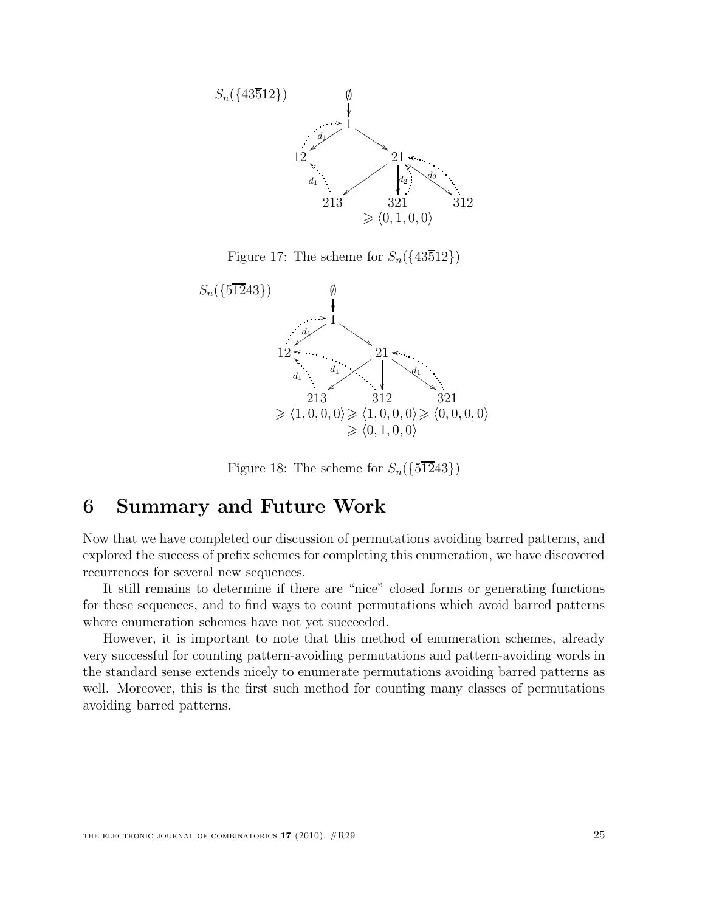Figure 17: The scheme for $S_n(\{43\overline{5}12\})$

Figure 18: The scheme for $S_n(\{5\overline{12}43\})$

# 6 Summary and Future Work

Now that we have completed our discussion of permutations avoiding barred patterns, and explored the success of prefix schemes for completing this enumeration, we have discovered recurrences for several new sequences.

It still remains to determine if there are "nice" closed forms or generating functions for these sequences, and to find ways to count permutations which avoid barred patterns where enumeration schemes have not yet succeeded.

However, it is important to note that this method of enumeration schemes, already very successful for counting pattern-avoiding permutations and pattern-avoiding words in the standard sense extends nicely to enumerate permutations avoiding barred patterns as well. Moreover, this is the first such method for counting many classes of permutations avoiding barred patterns.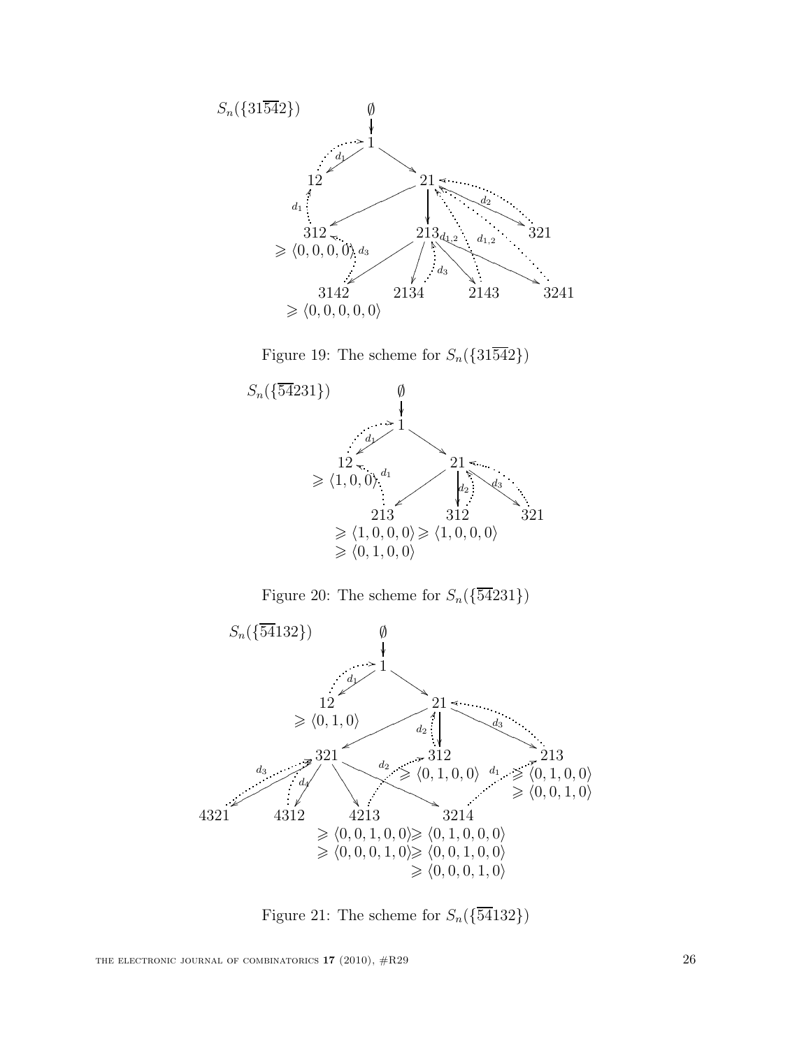$S_n(\{31\overline{54}2\})$

∅ → 1

1 → 12 ($d_1$), 1 → 21

21 → 312, 21 → 213, 21 → 321 ($d_2$)

312 $\geqslant \langle 0,0,0,0\rangle$ ($d_1$), ($d_3$)

213 → 3142, 213 → 2134, 213 → 2143, 213 → 3241 ($d_3$, $d_{1,2}$, $d_{1,2}$)

3142 $\geqslant \langle 0,0,0,0,0\rangle$

Figure 19: The scheme for $S_n(\{31\overline{54}2\})$

$S_n(\{\overline{54}231\})$

∅ → 1

1 → 12 ($d_1$), 1 → 21

12 $\geqslant \langle 1,0,0\rangle$ ($d_1$)

21 → 213, 21 → 312 ($d_2$), 21 → 321 ($d_3$)

213 $\geqslant \langle 1,0,0,0\rangle$ $\geqslant \langle 0,1,0,0\rangle$; 312 $\geqslant \langle 1,0,0,0\rangle$

Figure 20: The scheme for $S_n(\{\overline{54}231\})$

$S_n(\{\overline{54}132\})$

∅ → 1

1 → 12 ($d_1$), 1 → 21

12 $\geqslant \langle 0,1,0\rangle$

21 → 321, 21 → 312 ($d_2$), 21 → 213 ($d_3$)

312 $\geqslant \langle 0,1,0,0\rangle$

213 $\geqslant \langle 0,1,0,0\rangle$ $\geqslant \langle 0,0,1,0\rangle$

321 → 4321 ($d_3$), 321 → 4312 ($d_4$), 321 → 4213 ($d_2$), 321 → 3214 ($d_1$)

4213 $\geqslant \langle 0,0,1,0,0\rangle$ $\geqslant \langle 0,0,0,1,0\rangle$

3214 $\geqslant \langle 0,1,0,0,0\rangle$ $\geqslant \langle 0,0,1,0,0\rangle$ $\geqslant \langle 0,0,0,1,0\rangle$

Figure 21: The scheme for $S_n(\{\overline{54}132\})$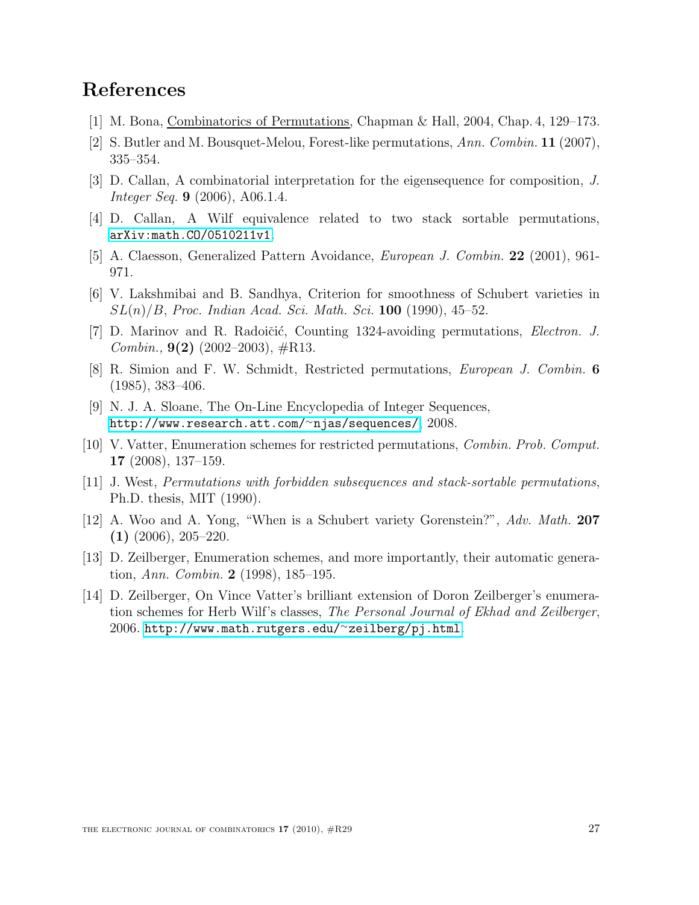# References

[1] M. Bona, Combinatorics of Permutations, Chapman & Hall, 2004, Chap. 4, 129–173.

[2] S. Butler and M. Bousquet-Melou, Forest-like permutations, *Ann. Combin.* **11** (2007), 335–354.

[3] D. Callan, A combinatorial interpretation for the eigensequence for composition, *J. Integer Seq.* **9** (2006), A06.1.4.

[4] D. Callan, A Wilf equivalence related to two stack sortable permutations, arXiv:math.CO/0510211v1.

[5] A. Claesson, Generalized Pattern Avoidance, *European J. Combin.* **22** (2001), 961-971.

[6] V. Lakshmibai and B. Sandhya, Criterion for smoothness of Schubert varieties in $SL(n)/B$, *Proc. Indian Acad. Sci. Math. Sci.* **100** (1990), 45–52.

[7] D. Marinov and R. Radoičić, Counting 1324-avoiding permutations, *Electron. J. Combin.,* **9(2)** (2002–2003), #R13.

[8] R. Simion and F. W. Schmidt, Restricted permutations, *European J. Combin.* **6** (1985), 383–406.

[9] N. J. A. Sloane, The On-Line Encyclopedia of Integer Sequences, http://www.research.att.com/~njas/sequences/, 2008.

[10] V. Vatter, Enumeration schemes for restricted permutations, *Combin. Prob. Comput.* **17** (2008), 137–159.

[11] J. West, *Permutations with forbidden subsequences and stack-sortable permutations*, Ph.D. thesis, MIT (1990).

[12] A. Woo and A. Yong, "When is a Schubert variety Gorenstein?", *Adv. Math.* **207 (1)** (2006), 205–220.

[13] D. Zeilberger, Enumeration schemes, and more importantly, their automatic generation, *Ann. Combin.* **2** (1998), 185–195.

[14] D. Zeilberger, On Vince Vatter's brilliant extension of Doron Zeilberger's enumeration schemes for Herb Wilf's classes, *The Personal Journal of Ekhad and Zeilberger*, 2006. http://www.math.rutgers.edu/~zeilberg/pj.html.